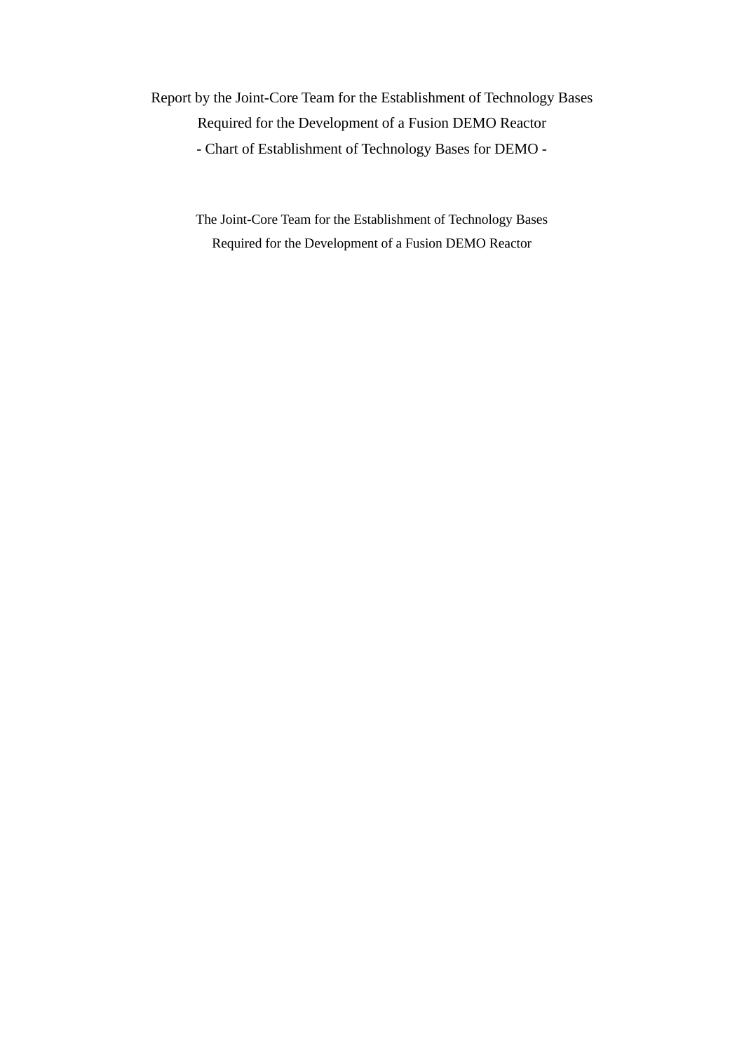# Report by the Joint-Core Team for the Establishment of Technology Bases Required for the Development of a Fusion DEMO Reactor

## - Chart of Establishment of Technology Bases for DEMO -

The Joint-Core Team for the Establishment of Technology Bases
Required for the Development of a Fusion DEMO Reactor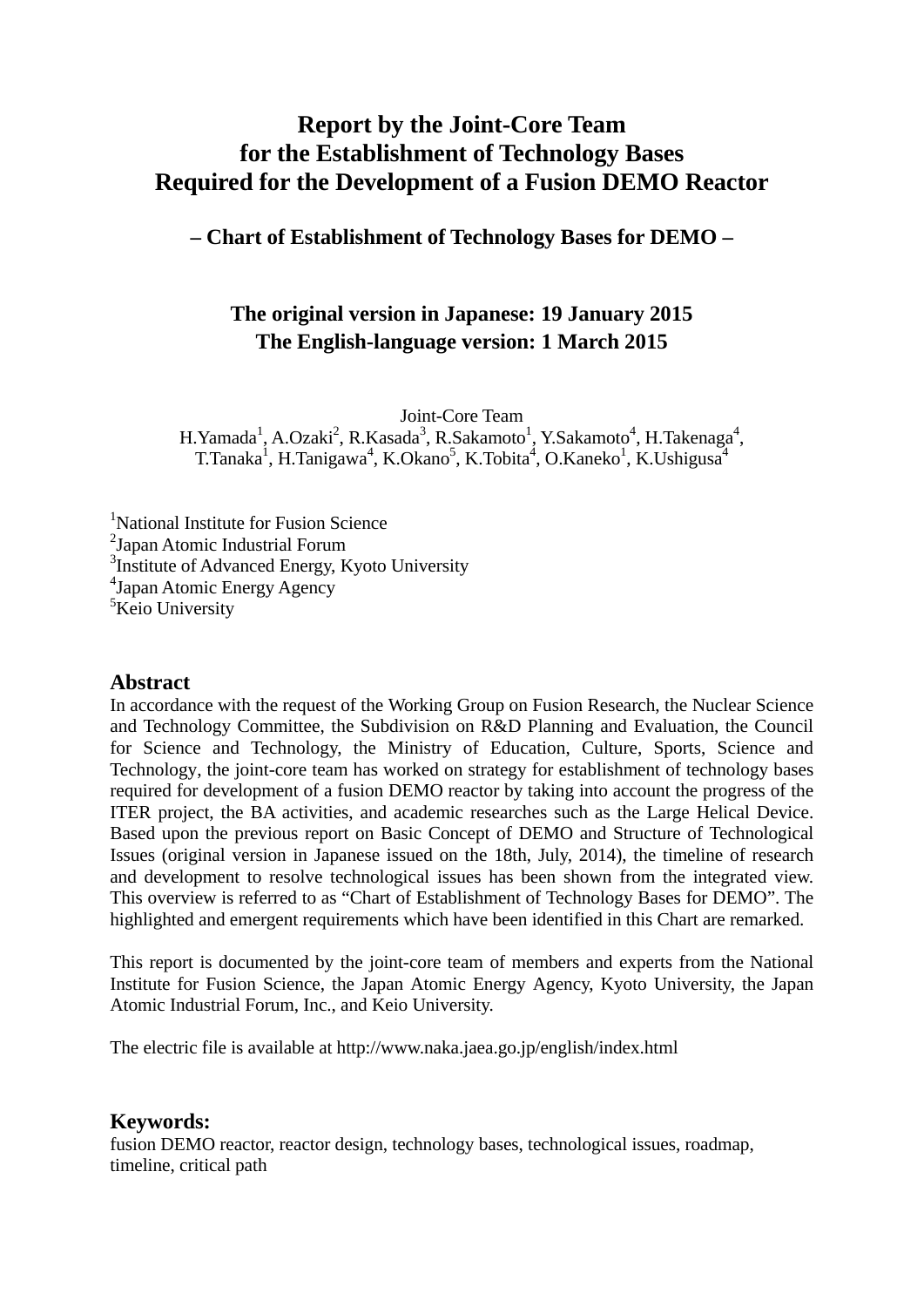# Report by the Joint-Core Team for the Establishment of Technology Bases Required for the Development of a Fusion DEMO Reactor

## – Chart of Establishment of Technology Bases for DEMO –

**The original version in Japanese: 19 January 2015**
**The English-language version: 1 March 2015**

Joint-Core Team
H.Yamada[1], A.Ozaki[2], R.Kasada[3], R.Sakamoto[1], Y.Sakamoto[4], H.Takenaga[4], T.Tanaka[1], H.Tanigawa[4], K.Okano[5], K.Tobita[4], O.Kaneko[1], K.Ushigusa[4]

[1]National Institute for Fusion Science
[2]Japan Atomic Industrial Forum
[3]Institute of Advanced Energy, Kyoto University
[4]Japan Atomic Energy Agency
[5]Keio University

## Abstract

In accordance with the request of the Working Group on Fusion Research, the Nuclear Science and Technology Committee, the Subdivision on R&D Planning and Evaluation, the Council for Science and Technology, the Ministry of Education, Culture, Sports, Science and Technology, the joint-core team has worked on strategy for establishment of technology bases required for development of a fusion DEMO reactor by taking into account the progress of the ITER project, the BA activities, and academic researches such as the Large Helical Device. Based upon the previous report on Basic Concept of DEMO and Structure of Technological Issues (original version in Japanese issued on the 18th, July, 2014), the timeline of research and development to resolve technological issues has been shown from the integrated view. This overview is referred to as “Chart of Establishment of Technology Bases for DEMO”. The highlighted and emergent requirements which have been identified in this Chart are remarked.

This report is documented by the joint-core team of members and experts from the National Institute for Fusion Science, the Japan Atomic Energy Agency, Kyoto University, the Japan Atomic Industrial Forum, Inc., and Keio University.

The electric file is available at http://www.naka.jaea.go.jp/english/index.html

## Keywords:

fusion DEMO reactor, reactor design, technology bases, technological issues, roadmap, timeline, critical path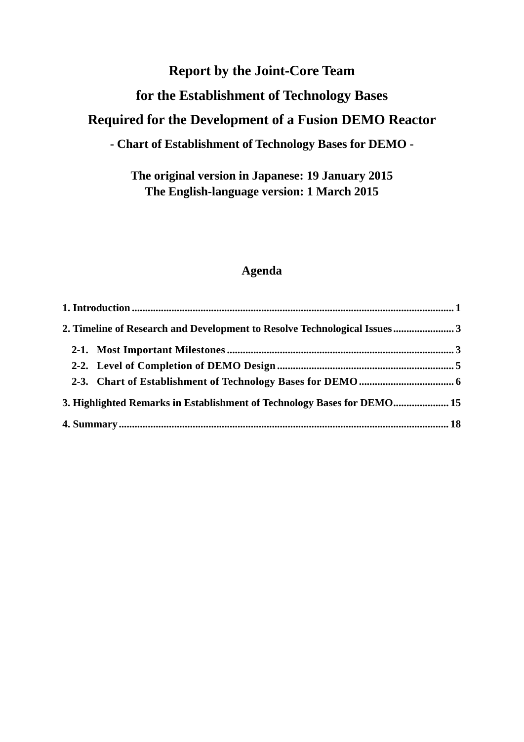# Report by the Joint-Core Team
# for the Establishment of Technology Bases
# Required for the Development of a Fusion DEMO Reactor

**- Chart of Establishment of Technology Bases for DEMO -**

**The original version in Japanese: 19 January 2015**
**The English-language version: 1 March 2015**

## Agenda

**1. Introduction** ........................................................................................................ 1

**2. Timeline of Research and Development to Resolve Technological Issues** ....................... 3

- **2-1. Most Important Milestones** ........................................................................... 3
- **2-2. Level of Completion of DEMO Design** ............................................................ 5
- **2-3. Chart of Establishment of Technology Bases for DEMO** ................................... 6

**3. Highlighted Remarks in Establishment of Technology Bases for DEMO** .................... 15

**4. Summary** ................................................................................................................ 18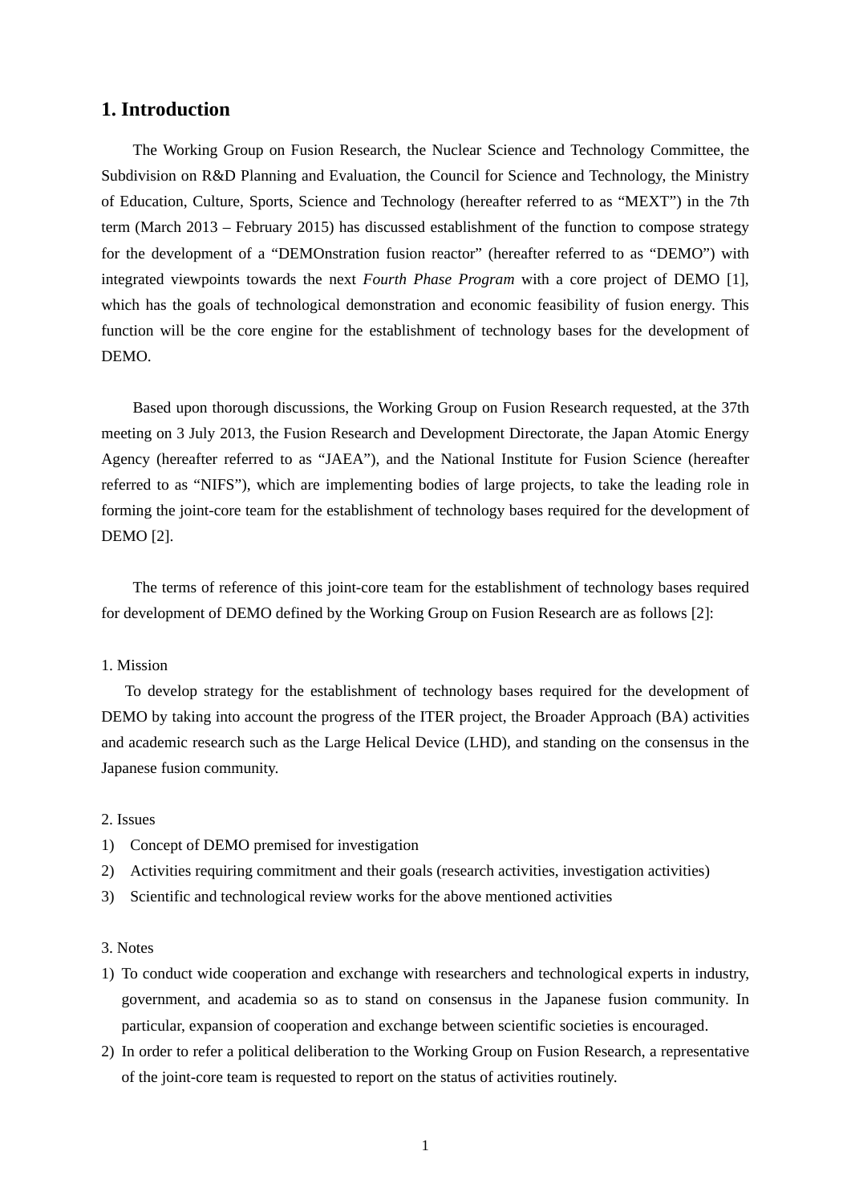# 1. Introduction

The Working Group on Fusion Research, the Nuclear Science and Technology Committee, the Subdivision on R&D Planning and Evaluation, the Council for Science and Technology, the Ministry of Education, Culture, Sports, Science and Technology (hereafter referred to as “MEXT”) in the 7th term (March 2013 – February 2015) has discussed establishment of the function to compose strategy for the development of a “DEMOnstration fusion reactor” (hereafter referred to as “DEMO”) with integrated viewpoints towards the next *Fourth Phase Program* with a core project of DEMO [1], which has the goals of technological demonstration and economic feasibility of fusion energy. This function will be the core engine for the establishment of technology bases for the development of DEMO.

Based upon thorough discussions, the Working Group on Fusion Research requested, at the 37th meeting on 3 July 2013, the Fusion Research and Development Directorate, the Japan Atomic Energy Agency (hereafter referred to as “JAEA”), and the National Institute for Fusion Science (hereafter referred to as “NIFS”), which are implementing bodies of large projects, to take the leading role in forming the joint-core team for the establishment of technology bases required for the development of DEMO [2].

The terms of reference of this joint-core team for the establishment of technology bases required for development of DEMO defined by the Working Group on Fusion Research are as follows [2]:

1. Mission

To develop strategy for the establishment of technology bases required for the development of DEMO by taking into account the progress of the ITER project, the Broader Approach (BA) activities and academic research such as the Large Helical Device (LHD), and standing on the consensus in the Japanese fusion community.

2. Issues

1) Concept of DEMO premised for investigation
2) Activities requiring commitment and their goals (research activities, investigation activities)
3) Scientific and technological review works for the above mentioned activities

3. Notes

1) To conduct wide cooperation and exchange with researchers and technological experts in industry, government, and academia so as to stand on consensus in the Japanese fusion community. In particular, expansion of cooperation and exchange between scientific societies is encouraged.
2) In order to refer a political deliberation to the Working Group on Fusion Research, a representative of the joint-core team is requested to report on the status of activities routinely.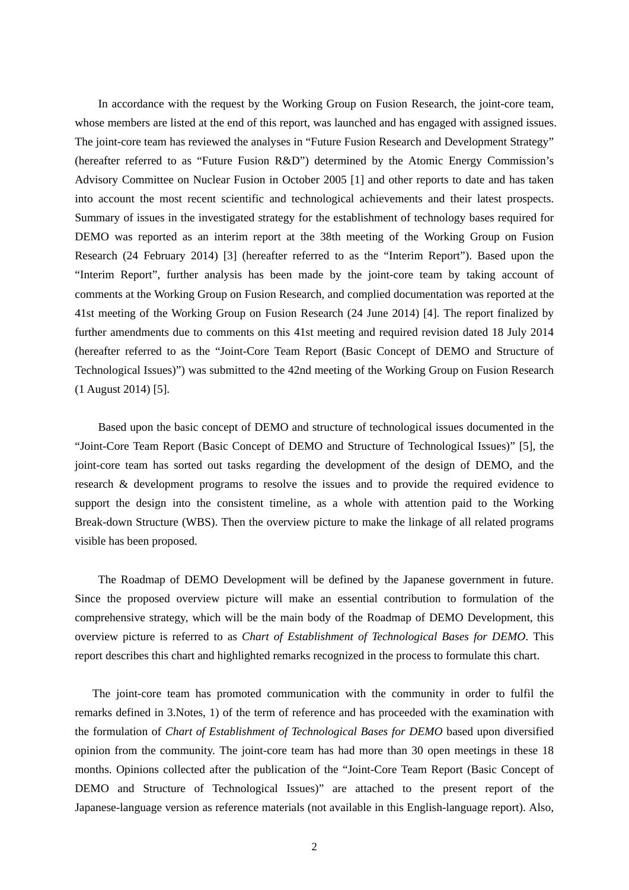In accordance with the request by the Working Group on Fusion Research, the joint-core team, whose members are listed at the end of this report, was launched and has engaged with assigned issues. The joint-core team has reviewed the analyses in “Future Fusion Research and Development Strategy” (hereafter referred to as “Future Fusion R&D”) determined by the Atomic Energy Commission’s Advisory Committee on Nuclear Fusion in October 2005 [1] and other reports to date and has taken into account the most recent scientific and technological achievements and their latest prospects. Summary of issues in the investigated strategy for the establishment of technology bases required for DEMO was reported as an interim report at the 38th meeting of the Working Group on Fusion Research (24 February 2014) [3] (hereafter referred to as the “Interim Report”). Based upon the “Interim Report”, further analysis has been made by the joint-core team by taking account of comments at the Working Group on Fusion Research, and complied documentation was reported at the 41st meeting of the Working Group on Fusion Research (24 June 2014) [4]. The report finalized by further amendments due to comments on this 41st meeting and required revision dated 18 July 2014 (hereafter referred to as the “Joint-Core Team Report (Basic Concept of DEMO and Structure of Technological Issues)”) was submitted to the 42nd meeting of the Working Group on Fusion Research (1 August 2014) [5].

Based upon the basic concept of DEMO and structure of technological issues documented in the “Joint-Core Team Report (Basic Concept of DEMO and Structure of Technological Issues)” [5], the joint-core team has sorted out tasks regarding the development of the design of DEMO, and the research & development programs to resolve the issues and to provide the required evidence to support the design into the consistent timeline, as a whole with attention paid to the Working Break-down Structure (WBS). Then the overview picture to make the linkage of all related programs visible has been proposed.

The Roadmap of DEMO Development will be defined by the Japanese government in future. Since the proposed overview picture will make an essential contribution to formulation of the comprehensive strategy, which will be the main body of the Roadmap of DEMO Development, this overview picture is referred to as *Chart of Establishment of Technological Bases for DEMO*. This report describes this chart and highlighted remarks recognized in the process to formulate this chart.

The joint-core team has promoted communication with the community in order to fulfil the remarks defined in 3.Notes, 1) of the term of reference and has proceeded with the examination with the formulation of *Chart of Establishment of Technological Bases for DEMO* based upon diversified opinion from the community. The joint-core team has had more than 30 open meetings in these 18 months. Opinions collected after the publication of the “Joint-Core Team Report (Basic Concept of DEMO and Structure of Technological Issues)” are attached to the present report of the Japanese-language version as reference materials (not available in this English-language report). Also,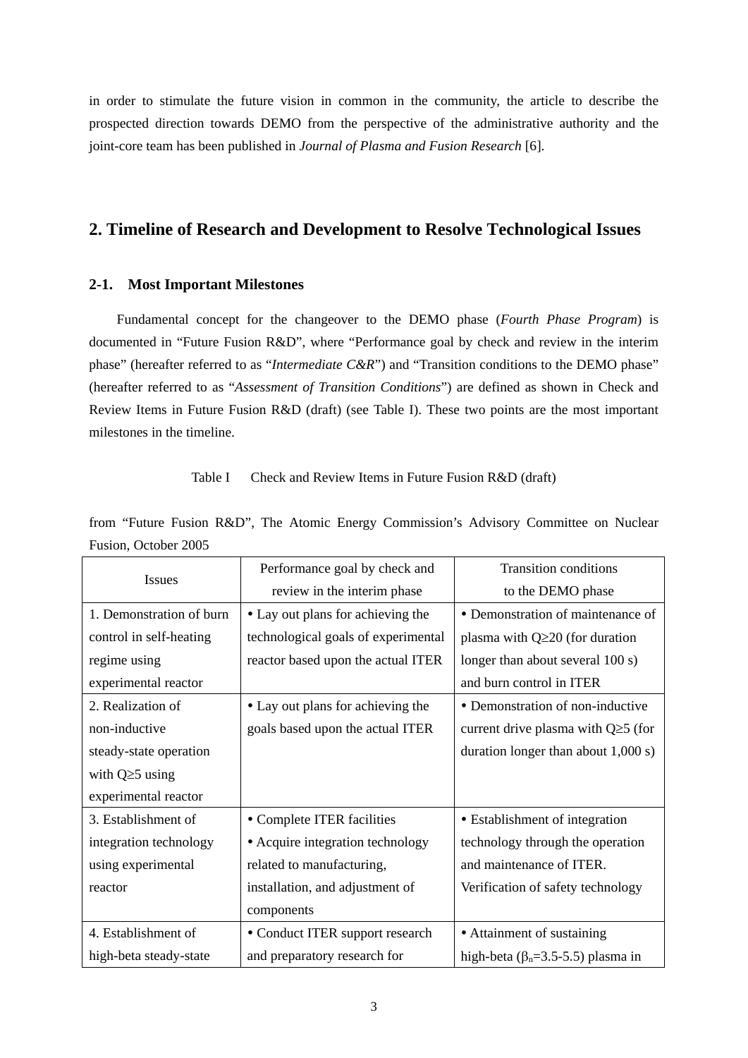in order to stimulate the future vision in common in the community, the article to describe the prospected direction towards DEMO from the perspective of the administrative authority and the joint-core team has been published in *Journal of Plasma and Fusion Research* [6].

## 2. Timeline of Research and Development to Resolve Technological Issues

### 2-1. Most Important Milestones

Fundamental concept for the changeover to the DEMO phase (*Fourth Phase Program*) is documented in "Future Fusion R&D", where "Performance goal by check and review in the interim phase" (hereafter referred to as "*Intermediate C&R*") and "Transition conditions to the DEMO phase" (hereafter referred to as "*Assessment of Transition Conditions*") are defined as shown in Check and Review Items in Future Fusion R&D (draft) (see Table I). These two points are the most important milestones in the timeline.

Table I Check and Review Items in Future Fusion R&D (draft)

from "Future Fusion R&D", The Atomic Energy Commission's Advisory Committee on Nuclear Fusion, October 2005

| Issues | Performance goal by check and review in the interim phase | Transition conditions to the DEMO phase |
|---|---|---|
| 1. Demonstration of burn control in self-heating regime using experimental reactor | • Lay out plans for achieving the technological goals of experimental reactor based upon the actual ITER | • Demonstration of maintenance of plasma with $Q \geq 20$ (for duration longer than about several 100 s) and burn control in ITER |
| 2. Realization of non-inductive steady-state operation with $Q \geq 5$ using experimental reactor | • Lay out plans for achieving the goals based upon the actual ITER | • Demonstration of non-inductive current drive plasma with $Q \geq 5$ (for duration longer than about 1,000 s) |
| 3. Establishment of integration technology using experimental reactor | • Complete ITER facilities<br>• Acquire integration technology related to manufacturing, installation, and adjustment of components | • Establishment of integration technology through the operation and maintenance of ITER. Verification of safety technology |
| 4. Establishment of high-beta steady-state | • Conduct ITER support research and preparatory research for | • Attainment of sustaining high-beta ($\beta_n$=3.5-5.5) plasma in |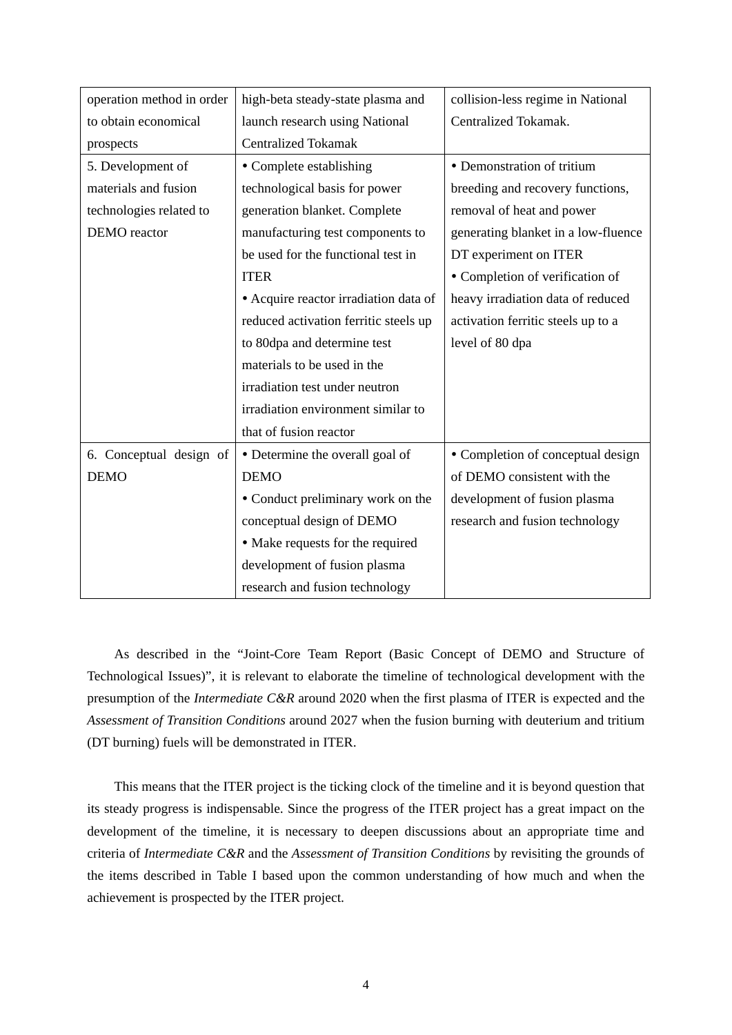| operation method in order to obtain economical prospects | high-beta steady-state plasma and launch research using National Centralized Tokamak | collision-less regime in National Centralized Tokamak. |
|---|---|---|
| 5. Development of materials and fusion technologies related to DEMO reactor | • Complete establishing technological basis for power generation blanket. Complete manufacturing test components to be used for the functional test in ITER<br>• Acquire reactor irradiation data of reduced activation ferritic steels up to 80dpa and determine test materials to be used in the irradiation test under neutron irradiation environment similar to that of fusion reactor | • Demonstration of tritium breeding and recovery functions, removal of heat and power generating blanket in a low-fluence DT experiment on ITER<br>• Completion of verification of heavy irradiation data of reduced activation ferritic steels up to a level of 80 dpa |
| 6. Conceptual design of DEMO | • Determine the overall goal of DEMO<br>• Conduct preliminary work on the conceptual design of DEMO<br>• Make requests for the required development of fusion plasma research and fusion technology | • Completion of conceptual design of DEMO consistent with the development of fusion plasma research and fusion technology |

As described in the "Joint-Core Team Report (Basic Concept of DEMO and Structure of Technological Issues)", it is relevant to elaborate the timeline of technological development with the presumption of the *Intermediate C&R* around 2020 when the first plasma of ITER is expected and the *Assessment of Transition Conditions* around 2027 when the fusion burning with deuterium and tritium (DT burning) fuels will be demonstrated in ITER.

This means that the ITER project is the ticking clock of the timeline and it is beyond question that its steady progress is indispensable. Since the progress of the ITER project has a great impact on the development of the timeline, it is necessary to deepen discussions about an appropriate time and criteria of *Intermediate C&R* and the *Assessment of Transition Conditions* by revisiting the grounds of the items described in Table I based upon the common understanding of how much and when the achievement is prospected by the ITER project.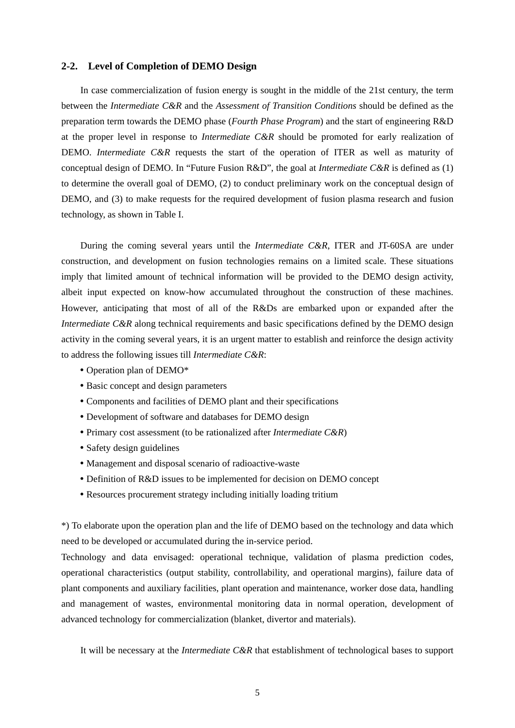## 2-2. Level of Completion of DEMO Design

In case commercialization of fusion energy is sought in the middle of the 21st century, the term between the *Intermediate C&R* and the *Assessment of Transition Conditions* should be defined as the preparation term towards the DEMO phase (*Fourth Phase Program*) and the start of engineering R&D at the proper level in response to *Intermediate C&R* should be promoted for early realization of DEMO. *Intermediate C&R* requests the start of the operation of ITER as well as maturity of conceptual design of DEMO. In "Future Fusion R&D", the goal at *Intermediate C&R* is defined as (1) to determine the overall goal of DEMO, (2) to conduct preliminary work on the conceptual design of DEMO, and (3) to make requests for the required development of fusion plasma research and fusion technology, as shown in Table I.

During the coming several years until the *Intermediate C&R*, ITER and JT-60SA are under construction, and development on fusion technologies remains on a limited scale. These situations imply that limited amount of technical information will be provided to the DEMO design activity, albeit input expected on know-how accumulated throughout the construction of these machines. However, anticipating that most of all of the R&Ds are embarked upon or expanded after the *Intermediate C&R* along technical requirements and basic specifications defined by the DEMO design activity in the coming several years, it is an urgent matter to establish and reinforce the design activity to address the following issues till *Intermediate C&R*:

- Operation plan of DEMO*
- Basic concept and design parameters
- Components and facilities of DEMO plant and their specifications
- Development of software and databases for DEMO design
- Primary cost assessment (to be rationalized after *Intermediate C&R*)
- Safety design guidelines
- Management and disposal scenario of radioactive-waste
- Definition of R&D issues to be implemented for decision on DEMO concept
- Resources procurement strategy including initially loading tritium

*) To elaborate upon the operation plan and the life of DEMO based on the technology and data which need to be developed or accumulated during the in-service period.
Technology and data envisaged: operational technique, validation of plasma prediction codes, operational characteristics (output stability, controllability, and operational margins), failure data of plant components and auxiliary facilities, plant operation and maintenance, worker dose data, handling and management of wastes, environmental monitoring data in normal operation, development of advanced technology for commercialization (blanket, divertor and materials).

It will be necessary at the *Intermediate C&R* that establishment of technological bases to support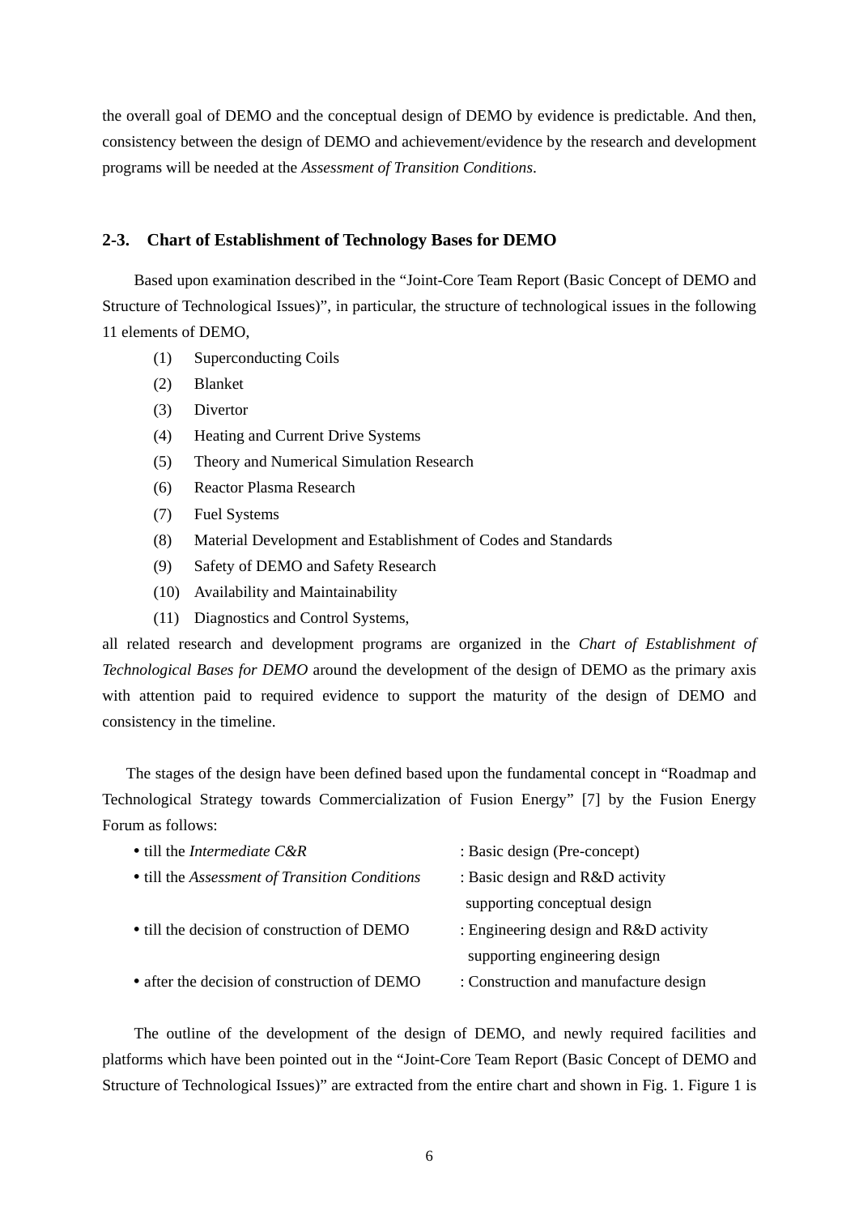the overall goal of DEMO and the conceptual design of DEMO by evidence is predictable. And then, consistency between the design of DEMO and achievement/evidence by the research and development programs will be needed at the *Assessment of Transition Conditions*.

### 2-3. Chart of Establishment of Technology Bases for DEMO

Based upon examination described in the "Joint-Core Team Report (Basic Concept of DEMO and Structure of Technological Issues)", in particular, the structure of technological issues in the following 11 elements of DEMO,

(1) Superconducting Coils
(2) Blanket
(3) Divertor
(4) Heating and Current Drive Systems
(5) Theory and Numerical Simulation Research
(6) Reactor Plasma Research
(7) Fuel Systems
(8) Material Development and Establishment of Codes and Standards
(9) Safety of DEMO and Safety Research
(10) Availability and Maintainability
(11) Diagnostics and Control Systems,

all related research and development programs are organized in the *Chart of Establishment of Technological Bases for DEMO* around the development of the design of DEMO as the primary axis with attention paid to required evidence to support the maturity of the design of DEMO and consistency in the timeline.

The stages of the design have been defined based upon the fundamental concept in "Roadmap and Technological Strategy towards Commercialization of Fusion Energy" [7] by the Fusion Energy Forum as follows:

- till the *Intermediate C&R* : Basic design (Pre-concept)
- till the *Assessment of Transition Conditions* : Basic design and R&D activity supporting conceptual design
- till the decision of construction of DEMO : Engineering design and R&D activity supporting engineering design
- after the decision of construction of DEMO : Construction and manufacture design

The outline of the development of the design of DEMO, and newly required facilities and platforms which have been pointed out in the "Joint-Core Team Report (Basic Concept of DEMO and Structure of Technological Issues)" are extracted from the entire chart and shown in Fig. 1. Figure 1 is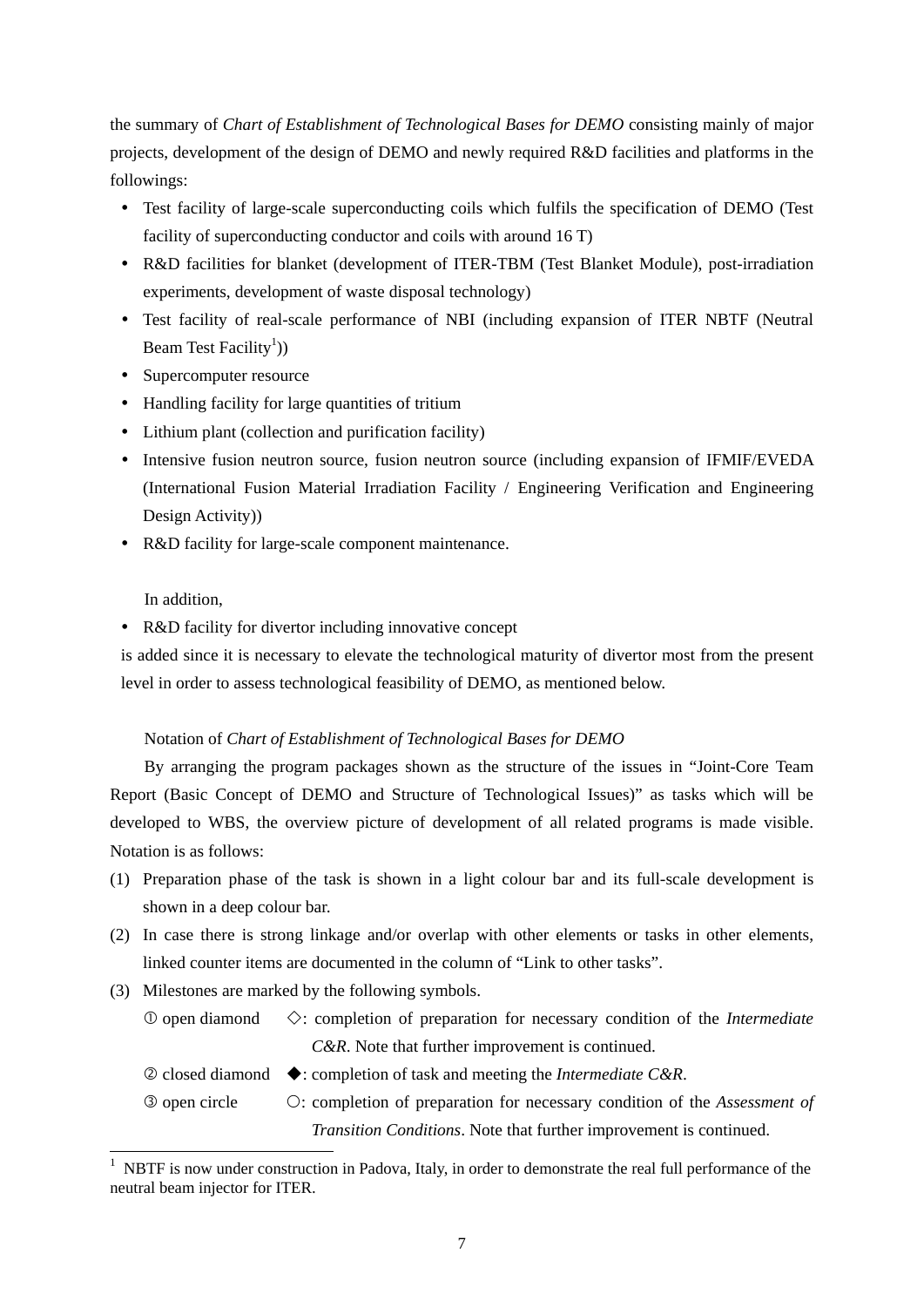the summary of *Chart of Establishment of Technological Bases for DEMO* consisting mainly of major projects, development of the design of DEMO and newly required R&D facilities and platforms in the followings:

- Test facility of large-scale superconducting coils which fulfils the specification of DEMO (Test facility of superconducting conductor and coils with around 16 T)
- R&D facilities for blanket (development of ITER-TBM (Test Blanket Module), post-irradiation experiments, development of waste disposal technology)
- Test facility of real-scale performance of NBI (including expansion of ITER NBTF (Neutral Beam Test Facility[1]))
- Supercomputer resource
- Handling facility for large quantities of tritium
- Lithium plant (collection and purification facility)
- Intensive fusion neutron source, fusion neutron source (including expansion of IFMIF/EVEDA (International Fusion Material Irradiation Facility / Engineering Verification and Engineering Design Activity))
- R&D facility for large-scale component maintenance.

In addition,

- R&D facility for divertor including innovative concept

is added since it is necessary to elevate the technological maturity of divertor most from the present level in order to assess technological feasibility of DEMO, as mentioned below.

Notation of *Chart of Establishment of Technological Bases for DEMO*

By arranging the program packages shown as the structure of the issues in "Joint-Core Team Report (Basic Concept of DEMO and Structure of Technological Issues)" as tasks which will be developed to WBS, the overview picture of development of all related programs is made visible. Notation is as follows:

(1) Preparation phase of the task is shown in a light colour bar and its full-scale development is shown in a deep colour bar.

(2) In case there is strong linkage and/or overlap with other elements or tasks in other elements, linked counter items are documented in the column of "Link to other tasks".

(3) Milestones are marked by the following symbols.

① open diamond ◇: completion of preparation for necessary condition of the *Intermediate C&R*. Note that further improvement is continued.

② closed diamond ◆: completion of task and meeting the *Intermediate C&R*.

③ open circle ○: completion of preparation for necessary condition of the *Assessment of Transition Conditions*. Note that further improvement is continued.

[1] NBTF is now under construction in Padova, Italy, in order to demonstrate the real full performance of the neutral beam injector for ITER.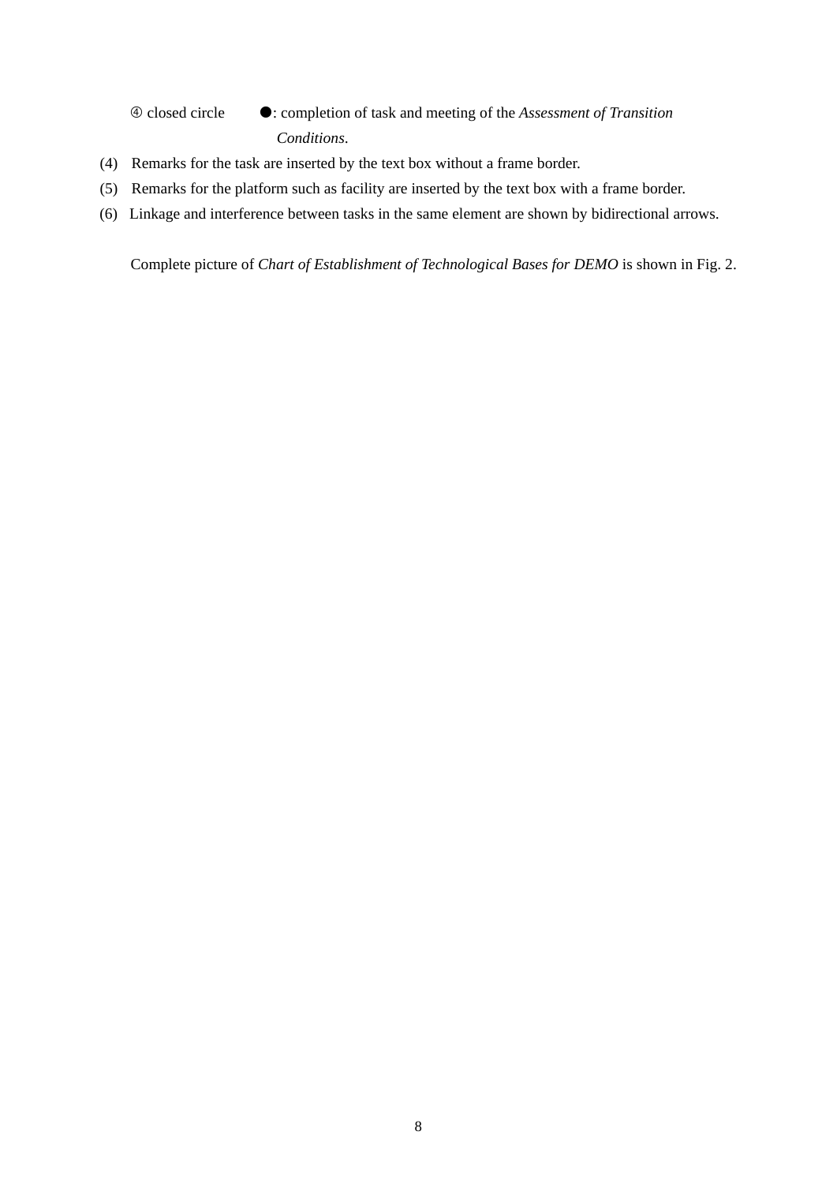④ closed circle ●: completion of task and meeting of the *Assessment of Transition Conditions*.

(4) Remarks for the task are inserted by the text box without a frame border.

(5) Remarks for the platform such as facility are inserted by the text box with a frame border.

(6) Linkage and interference between tasks in the same element are shown by bidirectional arrows.

Complete picture of *Chart of Establishment of Technological Bases for DEMO* is shown in Fig. 2.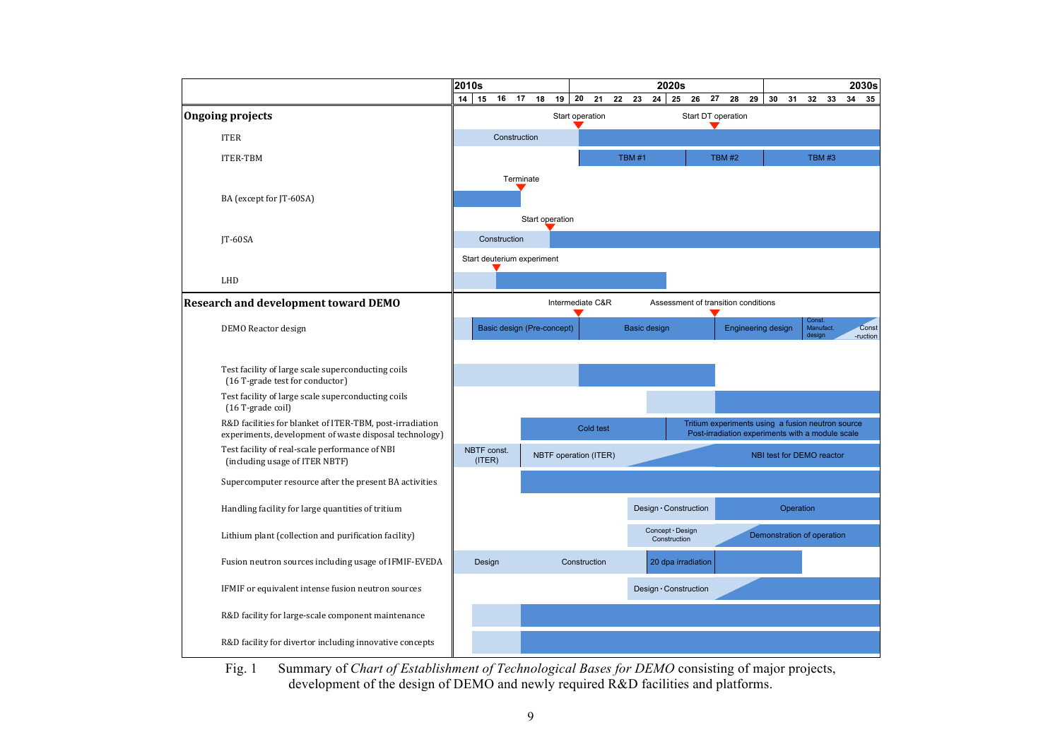| | 2010s | | | | | | 2020s | | | | | | | | | | 2030s | | | | | |
|---|---|---|---|---|---|---|---|---|---|---|---|---|---|---|---|---|---|---|---|---|---|---|
| | 14 | 15 | 16 | 17 | 18 | 19 | 20 | 21 | 22 | 23 | 24 | 25 | 26 | 27 | 28 | 29 | 30 | 31 | 32 | 33 | 34 | 35 |
| **Ongoing projects** | | | | | | | | | | | | | | | | | | | | | | |
| ITER | Construction | | | | | | Start operation | | | | | | | Start DT operation | | | | | | | | |
| ITER-TBM | | | | | | | TBM #1 | | | | | | TBM #2 | | | | TBM #3 | | | | | |
| BA (except for JT-60SA) | | | | Terminate | | | | | | | | | | | | | | | | | | |
| JT-60SA | Construction | | | | Start operation | | | | | | | | | | | | | | | | | |
| LHD | | Start deuterium experiment | | | | | | | | | | | | | | | | | | | | |
| **Research and development toward DEMO** | | | | | | | | | | | | | | | | | | | | | | |
| DEMO Reactor design | | Basic design (Pre-concept) | | | | | Intermediate C&R; Basic design | | | | | | | Assessment of transition conditions; Engineering design | | | | | Const. Manufact. design | | Const -ruction | |
| Test facility of large scale superconducting coils (16 T-grade test for conductor) | | | | | | | | | | | | | | | | | | | | | | |
| Test facility of large scale superconducting coils (16 T-grade coil) | | | | | | | | | | | | | | | | | | | | | | |
| R&D facilities for blanket of ITER-TBM, post-irradiation experiments, development of waste disposal technology) | | | | Cold test | | | | | | | | Tritium experiments using a fusion neutron source Post-irradiation experiments with a module scale | | | | | | | | | | |
| Test facility of real-scale performance of NBI (including usage of ITER NBTF) | NBTF const. (ITER) | | | NBTF operation (ITER) | | | | | | | | | | NBI test for DEMO reactor | | | | | | | | |
| Supercomputer resource after the present BA activities | | | | | | | | | | | | | | | | | | | | | | |
| Handling facility for large quantities of tritium | | | | | | | | | | Design・Construction | | | | Operation | | | | | | | | |
| Lithium plant (collection and purification facility) | | | | | | | | | | Concept・Design Construction | | | | Demonstration of operation | | | | | | | | |
| Fusion neutron sources including usage of IFMIF-EVEDA | Design | | | | Construction | | | | | | 20 dpa irradiation | | | | | | | | | | | |
| IFMIF or equivalent intense fusion neutron sources | | | | | | | | | | Design・Construction | | | | | | | | | | | | |
| R&D facility for large-scale component maintenance | | | | | | | | | | | | | | | | | | | | | | |
| R&D facility for divertor including innovative concepts | | | | | | | | | | | | | | | | | | | | | | |

Fig. 1 Summary of *Chart of Establishment of Technological Bases for DEMO* consisting of major projects, development of the design of DEMO and newly required R&D facilities and platforms.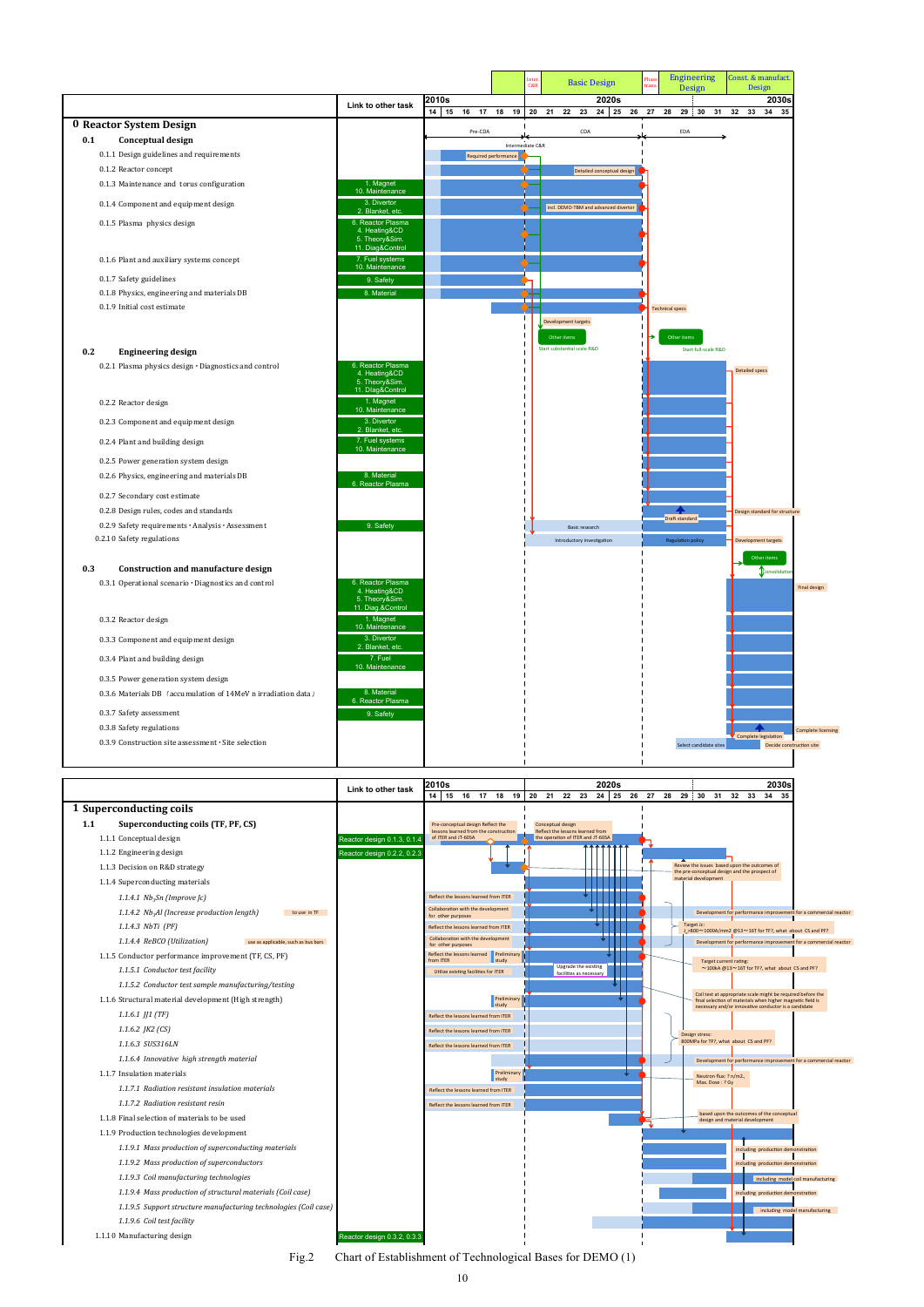| | Link to other task | Inter. C&R | Basic Design | Phase trans. | Engineering Design | Const. & manufact. Design |
|---|---|---|---|---|---|---|
| | | 2010s (14–19) | 2020s (20–26) | | (27–31) | 2030s (32–35) |

## 0 Reactor System Design

Pre-CDA → CDA → EDA; Intermediate C&R

| Task | Link to other task | Notes on chart |
|---|---|---|
| **0.1 Conceptual design** | | |
| 0.1.1 Design guidelines and requirements | | Required performance |
| 0.1.2 Reactor concept | | Detailed conceptual design |
| 0.1.3 Maintenance and torus configuration | 1. Magnet; 10. Maintenance | |
| 0.1.4 Component and equipment design | 3. Divertor; 2. Blanket, etc. | incl. DEMO-TBM and advanced divertor |
| 0.1.5 Plasma physics design | 6. Reactor Plasma; 4. Heating&CD; 5. Theory&Sim.; 11. Diag&Control | |
| 0.1.6 Plant and auxiliary systems concept | 7. Fuel systems; 10. Maintenance | |
| 0.1.7 Safety guidelines | 9. Safety | |
| 0.1.8 Physics, engineering and materials DB | 8. Material | |
| 0.1.9 Initial cost estimate | | Technical specs; Development targets; Other items (Start substantial scale R&D); Other items (Start full-scale R&D) |
| **0.2 Engineering design** | | |
| 0.2.1 Plasma physics design・Diagnostics and control | 6. Reactor Plasma; 4. Heating&CD; 5. Theory&Sim.; 11. Diag&Control | Detailed specs |
| 0.2.2 Reactor design | 1. Magnet; 10. Maintenance | |
| 0.2.3 Component and equipment design | 3. Divertor; 2. Blanket, etc. | |
| 0.2.4 Plant and building design | 7. Fuel systems; 10. Maintenance | |
| 0.2.5 Power generation system design | | |
| 0.2.6 Physics, engineering and materials DB | 8. Material; 6. Reactor Plasma | |
| 0.2.7 Secondary cost estimate | | |
| 0.2.8 Design rules, codes and standards | | Draft standard; Design standard for structure |
| 0.2.9 Safety requirements・Analysis・Assessment | 9. Safety | Basic research |
| 0.2.10 Safety regulations | | Introductory investigation; Regulation policy; Development targets; Other items; Consolidation |
| **0.3 Construction and manufacture design** | | |
| 0.3.1 Operational scenario・Diagnostics and control | 6. Reactor Plasma; 4. Heating&CD; 5. Theory&Sim.; 11. Diag.&Control | Final design |
| 0.3.2 Reactor design | 1. Magnet; 10. Maintenance | |
| 0.3.3 Component and equipment design | 3. Divertor; 2. Blanket, etc. | |
| 0.3.4 Plant and building design | 7. Fuel; 10. Maintenance | |
| 0.3.5 Power generation system design | | |
| 0.3.6 Materials DB (accumulation of 14MeV n irradiation data) | 8. Material; 6. Reactor Plasma | |
| 0.3.7 Safety assessment | 9. Safety | |
| 0.3.8 Safety regulations | | Complete legislation; Complete licensing |
| 0.3.9 Construction site assessment・Site selection | | Select candidate sites; Decide construction site |

## 1 Superconducting coils

| Task | Link to other task | Notes on chart |
|---|---|---|
| **1.1 Superconducting coils (TF, PF, CS)** | | Pre-conceptual design Reflect the lessons learned from the construction of ITER and JT-60SA; Conceptual design Reflect the lessons learned from the operation of ITER and JT-60SA |
| 1.1.1 Conceptual design | Reactor design 0.1.3, 0.1.4 | |
| 1.1.2 Engineering design | Reactor design 0.2.2, 0.2.3 | |
| 1.1.3 Decision on R&D strategy | | Review the issues based upon the outcomes of the pre-conceptual design and the prospect of material development |
| 1.1.4 Superconducting materials | | |
| *1.1.4.1 $Nb_3Sn$ (Improve Jc)* | | Reflect the lessons learned from ITER |
| *1.1.4.2 $Nb_3Al$ (Increase production length)* (to use in TF) | | Collaboration with the development for other purposes; Development for performance improvement for a commercial reactor |
| *1.1.4.3 NbTi (PF)* | | Reflect the lessons learned from ITER; Target Jc: $J_c$=800〜1000A/mm2 @13〜16T for TF?, what about CS and PF? |
| *1.1.4.4 ReBCO (Utilization)* (use as applicable, such as bus bars) | | Collaboration with the development for other purposes; Development for performance improvement for a commercial reactor |
| 1.1.5 Conductor performance improvement (TF, CS, PF) | | Reflect the lessons learned from ITER; Preliminary study; Target current rating: 〜100kA @13〜16T for TF?, what about CS and PF? |
| *1.1.5.1 Conductor test facility* | | Utilize existing facilities for ITER; Upgrade the existing facilities as necessary |
| *1.1.5.2 Conductor test sample manufacturing/testing* | | |
| 1.1.6 Structural material development (High strength) | | Preliminary study; Coil test at appropriate scale might be required before the final selection of materials when higher magnetic field is necessary and/or innovative conductor is a candidate |
| *1.1.6.1 JJ1 (TF)* | | Reflect the lessons learned from ITER |
| *1.1.6.2 JK2 (CS)* | | Reflect the lessons learned from ITER; Design stress: 800MPa for TF?, what about CS and PF? |
| *1.1.6.3 SUS316LN* | | Reflect the lessons learned from ITER |
| *1.1.6.4 Innovative high strength material* | | Development for performance improvement for a commercial reactor |
| 1.1.7 Insulation materials | | Preliminary study; Neutron flux: 7 n/m2, Max. Dose : 7 Gy |
| *1.1.7.1 Radiation resistant insulation materials* | | Reflect the lessons learned from ITER |
| *1.1.7.2 Radiation resistant resin* | | Reflect the lessons learned from ITER |
| 1.1.8 Final selection of materials to be used | | based upon the outcomes of the conceptual design and material development |
| 1.1.9 Production technologies development | | |
| *1.1.9.1 Mass production of superconducting materials* | | including production demonstration |
| *1.1.9.2 Mass production of superconductors* | | including production demonstration |
| *1.1.9.3 Coil manufacturing technologies* | | including model coil manufacturing |
| *1.1.9.4 Mass production of structural materials (Coil case)* | | including production demonstration |
| *1.1.9.5 Support structure manufacturing technologies (Coil case)* | | including model manufacturing |
| *1.1.9.6 Coil test facility* | | |
| 1.1.10 Manufacturing design | Reactor design 0.3.2, 0.3.3 | |

Fig.2 Chart of Establishment of Technological Bases for DEMO (1)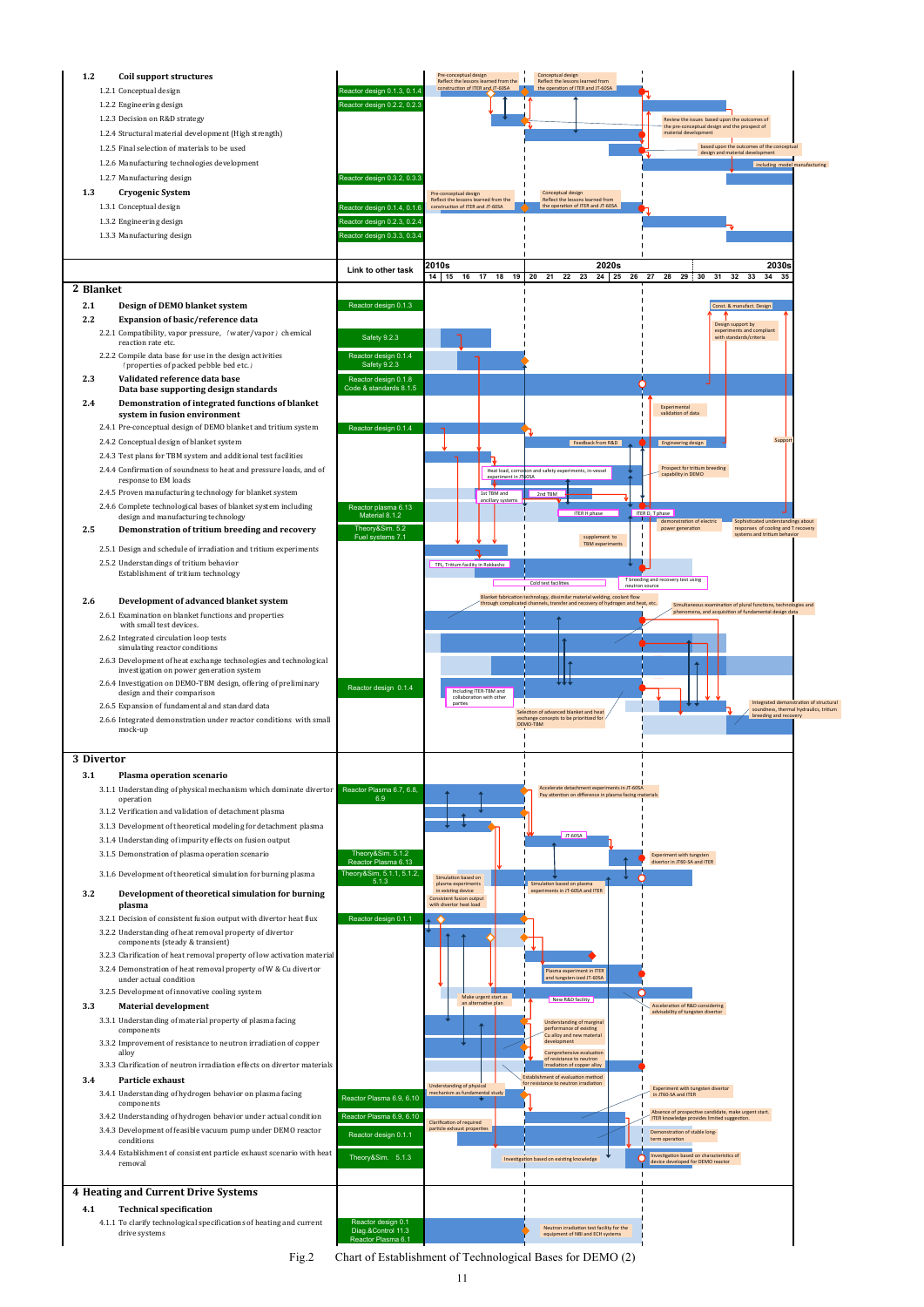| Task | Link to other task |
|---|---|
| **1.2 Coil support structures** | |
| 1.2.1 Conceptual design | Reactor design 0.1.3, 0.1.4 |
| 1.2.2 Engineering design | Reactor design 0.2.2, 0.2.3 |
| 1.2.3 Decision on R&D strategy | |
| 1.2.4 Structural material development (High strength) | |
| 1.2.5 Final selection of materials to be used | |
| 1.2.6 Manufacturing technologies development | |
| 1.2.7 Manufacturing design | Reactor design 0.3.2, 0.3.3 |
| **1.3 Cryogenic System** | |
| 1.3.1 Conceptual design | Reactor design 0.1.4, 0.1.6 |
| 1.3.2 Engineering design | Reactor design 0.2.3, 0.2.4 |
| 1.3.3 Manufacturing design | Reactor design 0.3.3, 0.3.4 |

Chart annotations (1.2–1.3): Pre-conceptual design / Reflect the lessons learned from the construction of ITER and JT-60SA; Conceptual design / Reflect the lessons learned from the operation of ITER and JT-60SA; Review the issues based upon the outcomes of the pre-conceptual design and the prospect of material development; based upon the outcomes of the conceptual design and material development; including model manufacturing

Timeline: 2010s (14–19), 2020s (20–29), 2030s (30–35)

| Task | Link to other task |
|---|---|
| **2 Blanket** | |
| **2.1 Design of DEMO blanket system** | Reactor design 0.1.3 |
| **2.2 Expansion of basic/reference data** | |
| 2.2.1 Compatibility, vapor pressure, (water/vapor) chemical reaction rate etc. | Safety 9.2.3 |
| 2.2.2 Compile data base for use in the design activities (properties of packed pebble bed etc.) | Reactor design 0.1.4, Safety 9.2.3 |
| **2.3 Validated reference data base / Data base supporting design standards** | Reactor design 0.1.8, Code & standards 8.1.5 |
| **2.4 Demonstration of integrated functions of blanket system in fusion environment** | |
| 2.4.1 Pre-conceptual design of DEMO blanket and tritium system | Reactor design 0.1.4 |
| 2.4.2 Conceptual design of blanket system | |
| 2.4.3 Test plans for TBM system and additional test facilities | |
| 2.4.4 Confirmation of soundness to heat and pressure loads, and of response to EM loads | |
| 2.4.5 Proven manufacturing technology for blanket system | |
| 2.4.6 Complete technological bases of blanket system including design and manufacturing technology | Reactor plasma 6.13, Material 8.1.2 |
| **2.5 Demonstration of tritium breeding and recovery** | Theory&Sim. 5.2, Fuel systems 7.1 |
| 2.5.1 Design and schedule of irradiation and tritium experiments | |
| 2.5.2 Understandings of tritium behavior / Establishment of tritium technology | |
| **2.6 Development of advanced blanket system** | |
| 2.6.1 Examination on blanket functions and properties with small test devices. | |
| 2.6.2 Integrated circulation loop tests simulating reactor conditions | |
| 2.6.3 Development of heat exchange technologies and technological investigation on power generation system | |
| 2.6.4 Investigation on DEMO-TBM design, offering of preliminary design and their comparison | Reactor design 0.1.4 |
| 2.6.5 Expansion of fundamental and standard data | |
| 2.6.6 Integrated demonstration under reactor conditions with small mock-up | |

Chart annotations (2): Const. & manufact. Design; Design support by experiments and compliant with standards/criteria; Experimental validation of data; Feedback from R&D; Engineering design; Support; Heat load, corrosion and safety experiments, in-vessel experiment in JT-60SA; Prospect for tritium breeding capability in DEMO; 1st TBM and ancillary systems; 2nd TBM; ITER H phase; ITER D, T phase; demonstration of electric power generation; Sophisticated understandings about responses of cooling and T recovery systems and tritium behavior; supplement to TBM experiments; TPL, Tritium facility in Rokkasho; Cold test facilities; T breeding and recovery test using neutron source; Blanket fabrication technology, dissimilar material welding, coolant flow through complicated channels, transfer and recovery of hydrogen and heat, etc.; Simultaneous examination of plural functions, technologies and phenomena, and acquisition of fundamental design data; Including ITER-TBM and collaboration with other parties; Selection of advanced blanket and heat exchange concepts to be prioritized for DEMO-TBM; Integrated demonstration of structural soundness, thermal hydraulics, tritium breeding and recovery

| Task | Link to other task |
|---|---|
| **3 Divertor** | |
| **3.1 Plasma operation scenario** | |
| 3.1.1 Understanding of physical mechanism which dominate divertor operation | Reactor Plasma 6.7, 6.8, 6.9 |
| 3.1.2 Verification and validation of detachment plasma | |
| 3.1.3 Development of theoretical modeling for detachment plasma | |
| 3.1.4 Understanding of impurity effects on fusion output | |
| 3.1.5 Demonstration of plasma operation scenario | Theory&Sim. 5.1.2, Reactor Plasma 6.13 |
| 3.1.6 Development of theoretical simulation for burning plasma | Theory&Sim. 5.1.1, 5.1.2, 5.1.3 |
| **3.2 Development of theoretical simulation for burning plasma** | |
| 3.2.1 Decision of consistent fusion output with divertor heat flux | Reactor design 0.1.1 |
| 3.2.2 Understanding of heat removal property of divertor components (steady & transient) | |
| 3.2.3 Clarification of heat removal property of low activation material | |
| 3.2.4 Demonstration of heat removal property of W & Cu divertor under actual condition | |
| 3.2.5 Development of innovative cooling system | |
| **3.3 Material development** | |
| 3.3.1 Understanding of material property of plasma facing components | |
| 3.3.2 Improvement of resistance to neutron irradiation of copper alloy | |
| 3.3.3 Clarification of neutron irradiation effects on divertor materials | |
| **3.4 Particle exhaust** | |
| 3.4.1 Understanding of hydrogen behavior on plasma facing components | Reactor Plasma 6.9, 6.10 |
| 3.4.2 Understanding of hydrogen behavior under actual condition | Reactor Plasma 6.9, 6.10 |
| 3.4.3 Development of feasible vacuum pump under DEMO reactor conditions | Reactor design 0.1.1 |
| 3.4.4 Establishment of consistent particle exhaust scenario with heat removal | Theory&Sim. 5.1.3 |

Chart annotations (3): Accelerate detachment experiments in JT-60SA / Pay attention on difference in plasma facing materials; JT-60SA; Experiment with tungsten divertor in JT-60-SA and ITER; Simulation based on plasma experiments in existing device; Simulation based on plasma experiments in JT-60SA and ITER; Consistent fusion output with divertor heat load; Plasma experiment in ITER and tungsten-ized JT-60SA; Make urgent start as an alternative plan; New R&D facility; Acceleration of R&D considering advisability of tungsten divertor; Understanding of marginal performance of existing Cu alloy and new material development; Comprehensive evaluation of resistance to neutron irradiation of copper alloy; Establishment of evaluation method for resistance to neutron irradiation; Understanding of physical mechanism as fundamental study; Experiment with tungsten divertor in JT60-SA and ITER; Clarification of required particle exhaust properties; Absence of prospective candidate, make urgent start. ITER knowledge provides limited suggestion.; Demonstration of stable long-term operation; Investigation based on existing knowledge; Investigation based on characteristics of device developed for DEMO reactor

| Task | Link to other task |
|---|---|
| **4 Heating and Current Drive Systems** | |
| **4.1 Technical specification** | |
| 4.1.1 To clarify technological specifications of heating and current drive systems | Reactor design 0.1, Diag.&Control 11.3, Reactor Plasma 6.1 |

Chart annotation (4): Neutron irradiation test facility for the equipment of NBI and ECH systems

Fig.2 Chart of Establishment of Technological Bases for DEMO (2)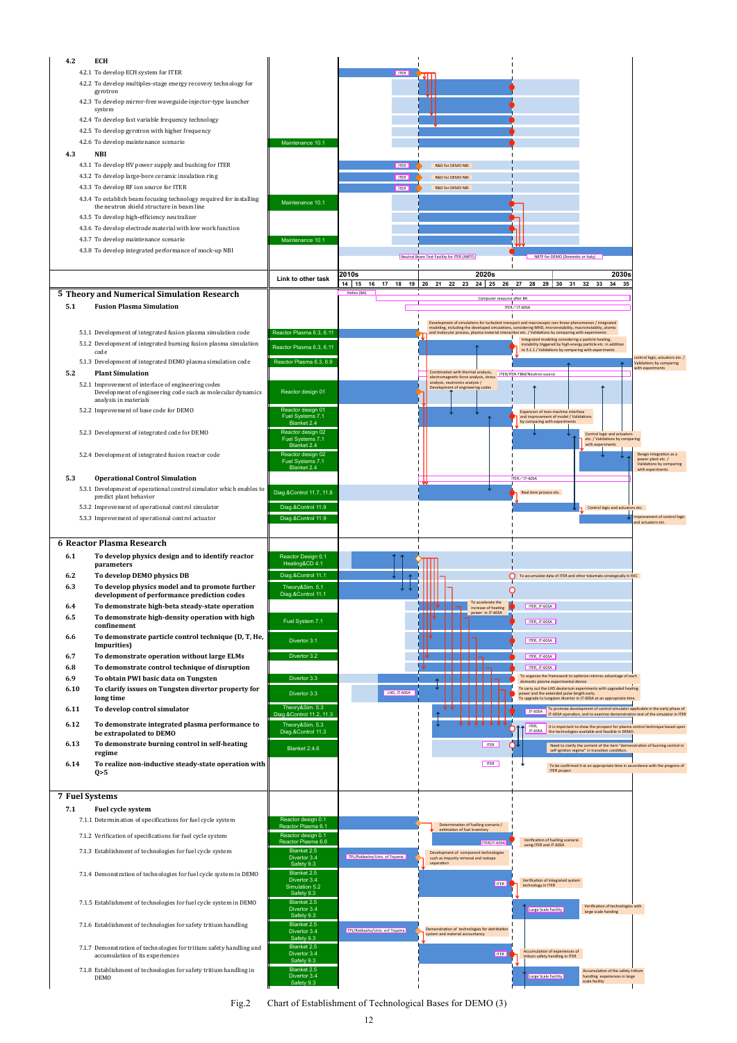| | Link to other task | Schedule annotations |
|---|---|---|
| **4.2 ECH** | | |
| 4.2.1 To develop ECH system for ITER | | ITER |
| 4.2.2 To develop multiples-stage energy recovery technology for gyrotron | | |
| 4.2.3 To develop mirror-free waveguide-injector-type launcher system | | |
| 4.2.4 To develop fast variable frequency technology | | |
| 4.2.5 To develop gyrotron with higher frequency | | |
| 4.2.6 To develop maintenance scenario | Maintenance 10.1 | |
| **4.3 NBI** | | |
| 4.3.1 To develop HV power supply and bushing for ITER | | ITER; R&D for DEMO NBI |
| 4.3.2 To develop large-bore ceramic insulation ring | | ITER; R&D for DEMO NBI |
| 4.3.3 To develop RF ion source for ITER | | ITER; R&D for DEMO NBI |
| 4.3.4 To establish beam focusing technology required for installing the neutron shield structure in beam line | Maintenance 10.1 | |
| 4.3.5 To develop high-efficiency neutralizer | | |
| 4.3.6 To develop electrode material with low work function | | |
| 4.3.7 To develop maintenance scenario | Maintenance 10.1 | |
| 4.3.8 To develop integrated performance of mock-up NBI | | Neutral Beam Test Facility for ITER (NBTF); NBTF for DEMO (Domestic or Italy) |

Timeline axis: 2010s (14, 15, 16, 17, 18, 19) | 2020s (20, 21, 22, 23, 24, 25, 26, 27, 28, 29) | 2030s (30, 31, 32, 33, 34, 35)

| | Link to other task | Schedule annotations |
|---|---|---|
| **5 Theory and Numerical Simulation Research** | | Helios (BA); Computer resource after BA; ITER／JT-60SA |
| **5.1 Fusion Plasma Simulation** | | |
| 5.1.1 Development of integrated fusion plasma simulation code | Reactor Plasma 6.3, 6.11 | Development of simulations for turbulent transport and macroscopic non-linear phenomenon / Integrated modeling, including the developed simulations, considering MHD, microinstability, macroinstability, atomic and molecular process, plasma material interaction etc. / Validations by comparing with experiments |
| 5.1.2 Development of integrated burning fusion plasma simulation code | Reactor Plasma 6.3, 6.11 | Integrated modeling considering a particle heating, instability triggered by high energy particle etc. in addition to 5.1.1 / Validations by comparing with experiments |
| 5.1.3 Development of integrated DEMO plasma simulation code | Reactor Plasma 6.3, 6.9 | control logic, actuators etc. / Validations by comparing with experiments |
| **5.2 Plant Simulation** | | |
| 5.2.1 Improvement of interface of engineering codes. Development of engineering code such as molecular dynamics analysis in materials | Reactor design 01 | Combination with thermal analysis, electromagnetic force analysis, stress analysis, neutronics analysis / Development of engineering codes; ITER/ITER-TBM/Neutron source |
| 5.2.2 Improvement of base code for DEMO | Reactor design 01, Fuel Systems 7.1, Blanket 2.4 | Expansion of man-machine interface and improvement of model / Validations by comparing with experiments |
| 5.2.3 Development of integrated code for DEMO | Reactor design 02, Fuel Systems 7.1, Blanket 2.4 | Control logic and actuators etc. / Validations by comparing with experiments |
| 5.2.4 Development of integrated fusion reactor code | Reactor design 02, Fuel Systems 7.1, Blanket 2.4 | Design integration as a power plant etc. / Validations by comparing with experiments |
| **5.3 Operational Control Simulation** | | ITER／JT-60SA |
| 5.3.1 Development of operational control simulator which enables to predict plant behavior | Diag.&Control 11.7, 11.8 | Real time process etc. |
| 5.3.2 Improvement of operational control simulator | Diag.&Control 11.9 | Control logic and actuators etc. |
| 5.3.3 Improvement of operational control actuator | Diag.&Control 11.9 | Improvement of control logic and actuators etc. |
| **6 Reactor Plasma Research** | | |
| **6.1 To develop physics design and to identify reactor parameters** | Reactor Design 0.1, Heating&CD 4.1 | |
| **6.2 To develop DEMO physics DB** | Diag.&Control 11.1 | To accumulate data of ITER and other tokamaks strategically in REC |
| **6.3 To develop physics model and to promote further development of performance prediction codes** | Theory&Sim. 5.1, Diag.&Control 11.1 | |
| **6.4 To demonstrate high-beta steady-state operation** | | To accelerate the increase of heating power in JT-60SA; ITER, JT-60SA |
| **6.5 To demonstrate high-density operation with high confinement** | Fuel System 7.1 | ITER, JT-60SA |
| **6.6 To demonstrate particle control technique (D, T, He, Impurities)** | Divertor 3.1 | ITER, JT-60SA |
| **6.7 To demonstrate operation without large ELMs** | Divertor 3.2 | ITER, JT-60SA |
| **6.8 To demonstrate control technique of disruption** | | ITER, JT-60SA |
| **6.9 To obtain PWI basic data on Tungsten** | Divertor 3.3 | To organize the framework to optimize intrinsic advantage of each domestic plasma experimental device |
| **6.10 To clarify issues on Tungsten divertor property for long time** | Divertor 3.3 | LHD, JT-60SA; To carry out the LHD deuterium experiments with upgraded heating power and the extended pulse length early. To upgrade to tungsten divertor in JT-60SA at an appropriate time. |
| **6.11 To develop control simulator** | Theory&Sim. 5.3, Diag.&Control 11.2, 11.3 | JT-60SA; To promote development of control simulator applicable in the early phase of JT-60SA operation, and to examine demonstration test of the simulator in ITER |
| **6.12 To demonstrate integrated plasma performance to be extrapolated to DEMO** | Theory&Sim. 5.3, Diag.&Control 11.3 | ITER, JT-60SA; It is important to show the prospect for plasma control technique based upon the technologies available and feasible in DEMO. |
| **6.13 To demonstrate burning control in self-heating regime** | Blanket 2.4.6 | ITER; Need to clarify the content of the item "demonstration of burning control in self-ignition regime" in transition condition. |
| **6.14 To realize non-inductive steady-state operation with Q>5** | | ITER; To be confirmed it at an appropriate time in accordance with the progress of ITER project |
| **7 Fuel Systems** | | |
| **7.1 Fuel cycle system** | | |
| 7.1.1 Determination of specifications for fuel cycle system | Reactor design 0.1, Reactor Plasma 6.1 | Determination of fuelling scenario / estimation of fuel inventory |
| 7.1.2 Verification of specifications for fuel cycle system | Reactor design 0.1, Reactor Plasma 6.6 | ITER/JT-60SA; Verification of fuelling scenario using ITER and JT-60SA |
| 7.1.3 Establishment of technologies for fuel cycle system | Blanket 2.5, Divertor 3.4, Safety 9.3 | TPL/Rokkasho/Univ. of Toyama; Development of component technologies such as impurity removal and isotope separation |
| 7.1.4 Demonstration of technologies for fuel cycle system in DEMO | Blanket 2.5, Divertor 3.4, Simulation 5.2, Safety 9.3 | ITER; Verification of integrated system technology in ITER |
| 7.1.5 Establishment of technologies for fuel cycle system in DEMO | Blanket 2.5, Divertor 3.4, Safety 9.3 | Large Scale Facility; Verification of technologies with large scale handling |
| 7.1.6 Establishment of technologies for safety tritium handling | Blanket 2.5, Divertor 3.4, Safety 9.3 | TPL/Rokkasho/Univ. of Toyama; Demonstration of technologies for detritiation system and material accountancy |
| 7.1.7 Demonstration of technologies for tritium safety handling and accumulation of its experiences | Blanket 2.5, Divertor 3.4, Safety 9.3 | ITER; Accumulation of experiences of tritium safety handling in ITER |
| 7.1.8 Establishment of technologies for safety tritium handling in DEMO | Blanket 2.5, Divertor 3.4, Safety 9.3 | Large Scale Facility; Accumulation of the safety tritium handling experiences in large scale facility |

Fig.2 Chart of Establishment of Technological Bases for DEMO (3)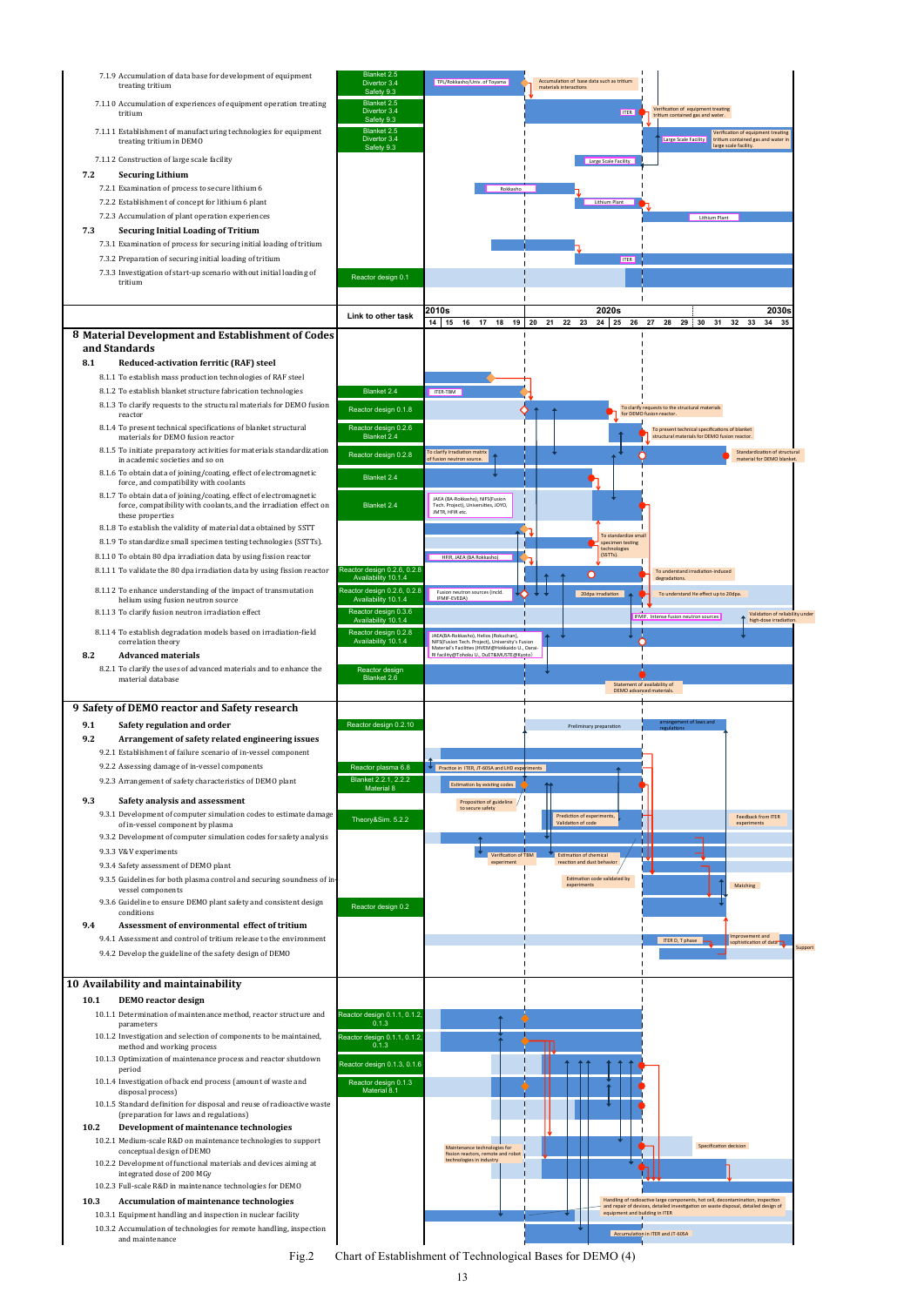| Item | Link to other task | Notes in chart |
|---|---|---|
| 7.1.9 Accumulation of data base for development of equipment treating tritium | Blanket 2.5 Divertor 3.4 Safety 9.3 | TPL/Rokkasho/Univ. of Toyama; Accumulation of base data such as tritium materials interactions |
| 7.1.10 Accumulation of experiences of equipment operation treating tritium | Blanket 2.5 Divertor 3.4 Safety 9.3 | ITER; Verification of equipment treating tritium contained gas and water. |
| 7.1.11 Establishment of manufacturing technologies for equipment treating tritium in DEMO | Blanket 2.5 Divertor 3.4 Safety 9.3 | Large Scale Facility; Verification of equipment treating tritium contained gas and water in large scale facility. |
| 7.1.12 Construction of large scale facility | | Large Scale Facility |
| **7.2 Securing Lithium** | | |
| 7.2.1 Examination of process to secure lithium 6 | | Rokkasho |
| 7.2.2 Establishment of concept for lithium 6 plant | | Lithium Plant |
| 7.2.3 Accumulation of plant operation experiences | | Lithium Plant |
| **7.3 Securing Initial Loading of Tritium** | | |
| 7.3.1 Examination of process for securing initial loading of tritium | | |
| 7.3.2 Preparation of securing initial loading of tritium | | ITER |
| 7.3.3 Investigation of start-up scenario without initial loading of tritium | Reactor design 0.1 | |

| Item | Link to other task | Notes in chart (2010s: 14–19; 2020s: 20–29; 2030s: 30–35) |
|---|---|---|
| **8 Material Development and Establishment of Codes and Standards** | | |
| **8.1 Reduced-activation ferritic (RAF) steel** | | |
| 8.1.1 To establish mass production technologies of RAF steel | | |
| 8.1.2 To establish blanket structure fabrication technologies | Blanket 2.4 | ITER-TBM |
| 8.1.3 To clarify requests to the structural materials for DEMO fusion reactor | Reactor design 0.1.8 | To clarify requests to the structural materials for DEMO fusion reactor. |
| 8.1.4 To present technical specifications of blanket structural materials for DEMO fusion reactor | Reactor design 0.2.6 Blanket 2.4 | To present technical specifications of blanket structural materials for DEMO fusion reactor. |
| 8.1.5 To initiate preparatory activities for materials standardization in academic societies and so on | Reactor design 0.2.8 | To clarify Irradiation matrix of fusion neutron source.; Standardization of structural material for DEMO blanket. |
| 8.1.6 To obtain data of joining/coating, effect of electromagnetic force, and compatibility with coolants | Blanket 2.4 | |
| 8.1.7 To obtain data of joining/coating, effect of electromagnetic force, compatibility with coolants, and the irradiation effect on these properties | Blanket 2.4 | JAEA (BA-Rokkasho), NIFS(Fusion Tech. Project), Universities, JOYO, JMTR, HFIR etc. |
| 8.1.8 To establish the validity of material data obtained by SSTT | | To standardize small specimen testing technologies (SSTTs). |
| 8.1.9 To standardize small specimen testing technologies (SSTTs). | | |
| 8.1.10 To obtain 80 dpa irradiation data by using fission reactor | | HFIR, JAEA (BA-Rokkasho) |
| 8.1.11 To validate the 80 dpa irradiation data by using fission reactor | Reactor design 0.2.6, 0.2.8 Availability 10.1.4 | To understand irradiation-induced degradations. |
| 8.1.12 To enhance understanding of the impact of transmutation helium using fusion neutron source | Reactor design 0.2.6, 0.2.8 Availability 10.1.4 | Fusion neutron sources (incld. IFMIF-EVEDA); 20dpa irradiation; To understand He effect up to 20dpa. |
| 8.1.13 To clarify fusion neutron irradiation effect | Reactor design 0.3.6 Availability 10.1.4 | IFMIF: Intense fusion neutron sources; Validation of reliability under high-dose irradiation. |
| 8.1.14 To establish degradation models based on irradiation-field correlation theory | Reactor design 0.2.8 Availability 10.1.4 | JAEA(BA-Rokkasho), Helios (Rokuchan), NIFS(Fusion Tech. Project), University's Fusion Material's Facilities (HVEM@Hokkaido U., Oarai-IR facility@Tohoku U., DuET&MUSTE@Kyoto) |
| **8.2 Advanced materials** | | |
| 8.2.1 To clarify the uses of advanced materials and to enhance the material database | Reactor design Blanket 2.6 | Statement of availability of DEMO advanced materials. |
| **9 Safety of DEMO reactor and Safety research** | | |
| **9.1 Safety regulation and order** | Reactor design 0.2.10 | Preliminary preparation; arrangement of laws and regulations |
| **9.2 Arrangement of safety related engineering issues** | | |
| 9.2.1 Establishment of failure scenario of in-vessel component | | |
| 9.2.2 Assessing damage of in-vessel components | Reactor plasma 6.8 | Practice in ITER, JT-60SA and LHD experiments |
| 9.2.3 Arrangement of safety characteristics of DEMO plant | Blanket 2.2.1, 2.2.2 Material 8 | Estimation by existing codes |
| **9.3 Safety analysis and assessment** | | Proposition of guideline to secure safety |
| 9.3.1 Development of computer simulation codes to estimate damage of in-vessel component by plasma | Theory&Sim. 5.2.2 | Prediction of experiments, Validation of code; Feedback from ITER experiments |
| 9.3.2 Development of computer simulation codes for safety analysis | | |
| 9.3.3 V&V experiments | | Verification of TBM experiment; Estimation of chemical reaction and dust behavior |
| 9.3.4 Safety assessment of DEMO plant | | Estimation code validated by experiments |
| 9.3.5 Guidelines for both plasma control and securing soundness of in-vessel components | | Matching |
| 9.3.6 Guideline to ensure DEMO plant safety and consistent design conditions | Reactor design 0.2 | |
| **9.4 Assessment of environmental effect of tritium** | | |
| 9.4.1 Assessment and control of tritium release to the environment | | ITER D, T phase; Improvement and sophistication of data; Support |
| 9.4.2 Develop the guideline of the safety design of DEMO | | |
| **10 Availability and maintainability** | | |
| **10.1 DEMO reactor design** | | |
| 10.1.1 Determination of maintenance method, reactor structure and parameters | Reactor design 0.1.1, 0.1.2, 0.1.3 | |
| 10.1.2 Investigation and selection of components to be maintained, method and working process | Reactor design 0.1.1, 0.1.2, 0.1.3 | |
| 10.1.3 Optimization of maintenance process and reactor shutdown period | Reactor design 0.1.3, 0.1.6 | |
| 10.1.4 Investigation of back end process (amount of waste and disposal process) | Reactor design 0.1.3 Material 8.1 | |
| 10.1.5 Standard definition for disposal and reuse of radioactive waste (preparation for laws and regulations) | | |
| **10.2 Development of maintenance technologies** | | |
| 10.2.1 Medium-scale R&D on maintenance technologies to support conceptual design of DEMO | | Maintenance technologies for fission reactors, remote and robot technologies in industry; Specification decision |
| 10.2.2 Development of functional materials and devices aiming at integrated dose of 200 MGy | | |
| 10.2.3 Full-scale R&D in maintenance technologies for DEMO | | |
| **10.3 Accumulation of maintenance technologies** | | Handling of radioactive large components, hot cell, decontamination, inspection and repair of devices, detailed investigation on waste disposal, detailed design of equipment and building in ITER |
| 10.3.1 Equipment handling and inspection in nuclear facility | | |
| 10.3.2 Accumulation of technologies for remote handling, inspection and maintenance | | Accumulation in ITER and JT-60SA |

Fig.2 Chart of Establishment of Technological Bases for DEMO (4)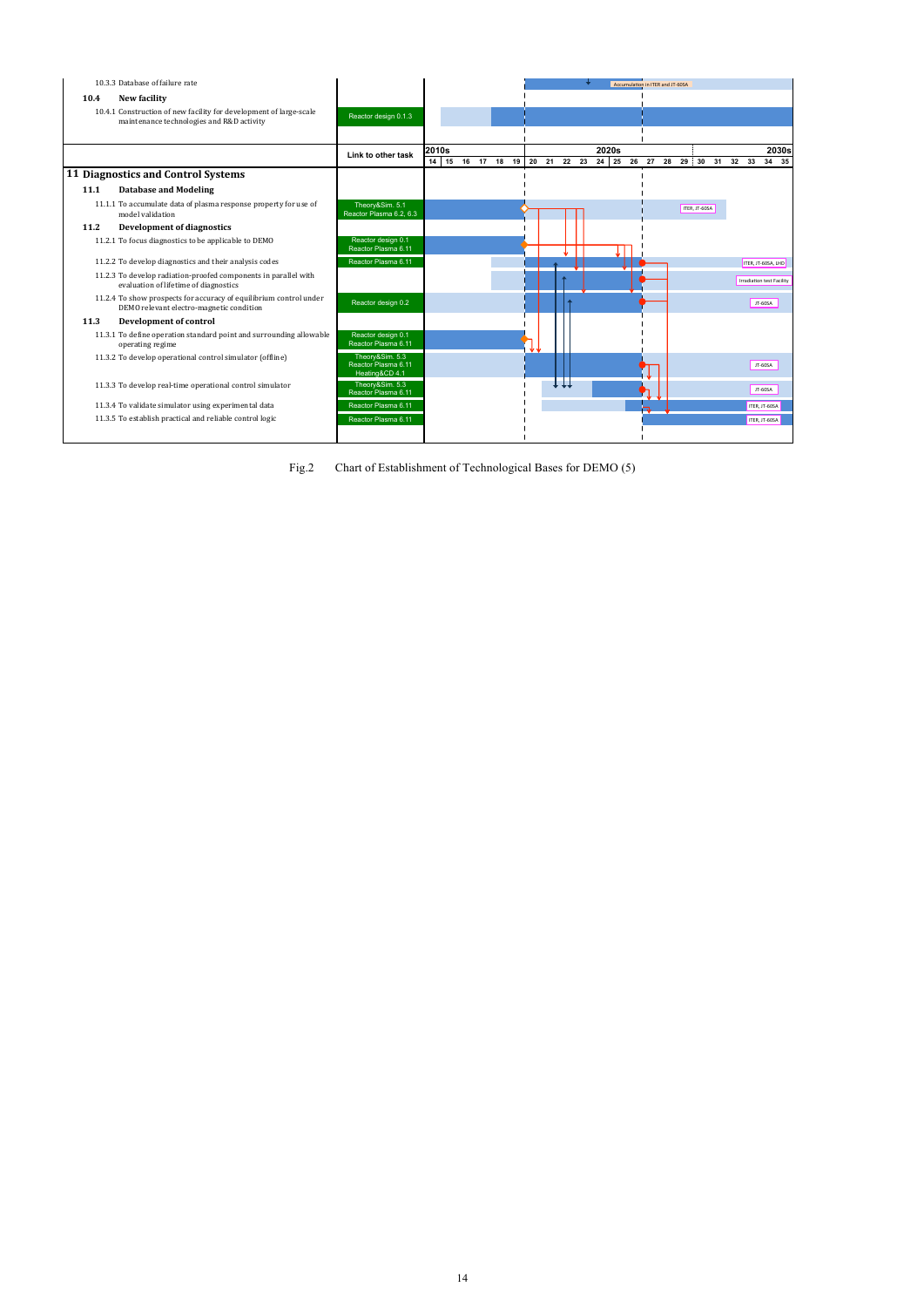| Task | Link to other task | Notes |
|---|---|---|
| 10.3.3 Database of failure rate | | Accumulation in ITER and JT-60SA |
| **10.4 New facility** | | |
| 10.4.1 Construction of new facility for development of large-scale maintenance technologies and R&D activity | Reactor design 0.1.3 | |

| | Link to other task | 2010s (14–19) / 2020s (20–29) / 2030s (30–35) |
|---|---|---|
| **11 Diagnostics and Control Systems** | | |
| **11.1 Database and Modeling** | | |
| 11.1.1 To accumulate data of plasma response property for use of model validation | Theory&Sim. 5.1, Reactor Plasma 6.2, 6.3 | ITER, JT-60SA |
| **11.2 Development of diagnostics** | | |
| 11.2.1 To focus diagnostics to be applicable to DEMO | Reactor design 0.1, Reactor Plasma 6.11 | |
| 11.2.2 To develop diagnostics and their analysis codes | Reactor Plasma 6.11 | ITER, JT-60SA, LHD |
| 11.2.3 To develop radiation-proofed components in parallel with evaluation of lifetime of diagnostics | | Irradiation test Facility |
| 11.2.4 To show prospects for accuracy of equilibrium control under DEMO relevant electro-magnetic condition | Reactor design 0.2 | JT-60SA |
| **11.3 Development of control** | | |
| 11.3.1 To define operation standard point and surrounding allowable operating regime | Reactor design 0.1, Reactor Plasma 6.11 | |
| 11.3.2 To develop operational control simulator (offline) | Theory&Sim. 5.3, Reactor Plasma 6.11, Heating&CD 4.1 | JT-60SA |
| 11.3.3 To develop real-time operational control simulator | Theory&Sim. 5.3, Reactor Plasma 6.11 | JT-60SA |
| 11.3.4 To validate simulator using experimental data | Reactor Plasma 6.11 | ITER, JT-60SA |
| 11.3.5 To establish practical and reliable control logic | Reactor Plasma 6.11 | ITER, JT-60SA |

Fig.2 Chart of Establishment of Technological Bases for DEMO (5)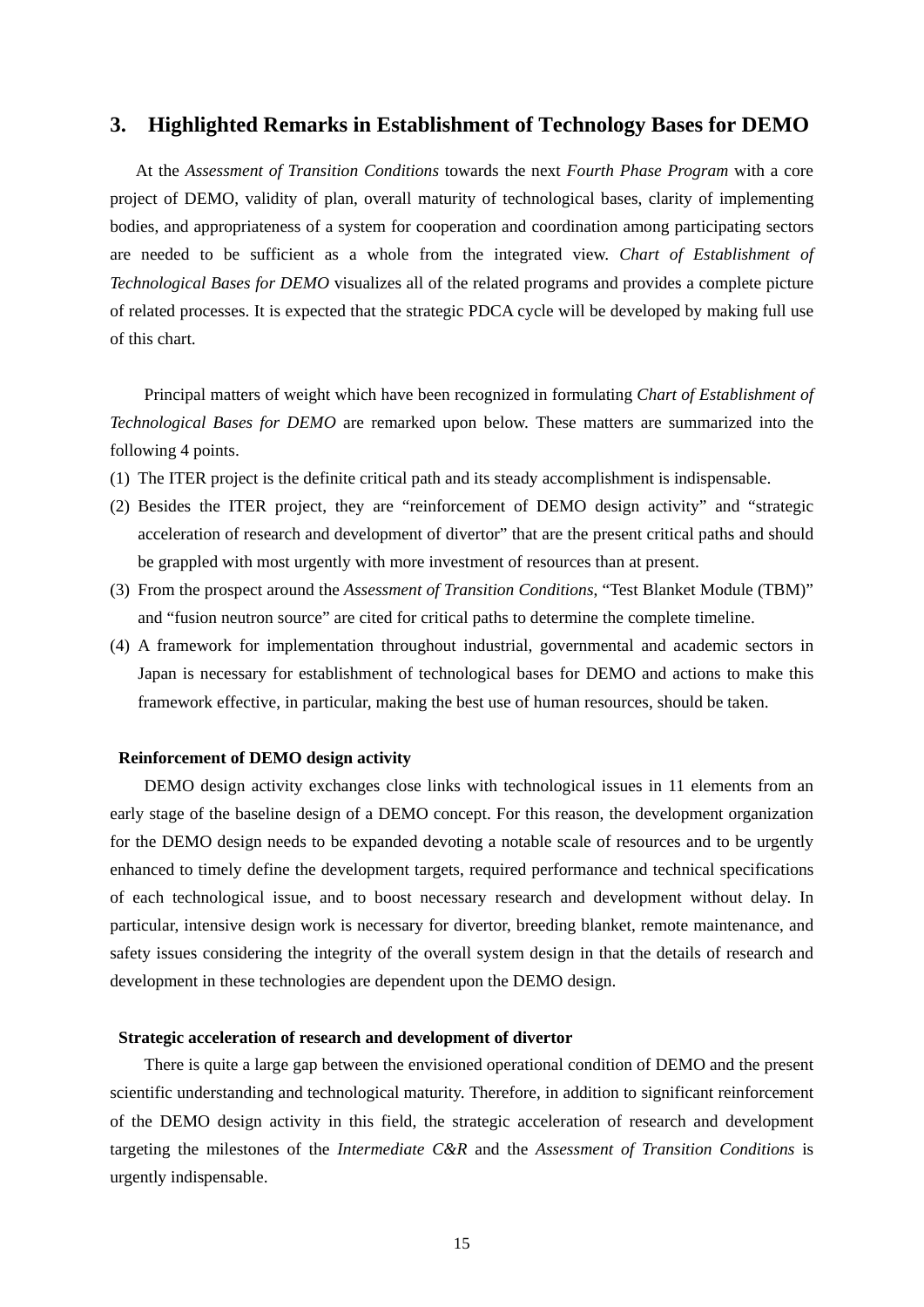## 3. Highlighted Remarks in Establishment of Technology Bases for DEMO

At the *Assessment of Transition Conditions* towards the next *Fourth Phase Program* with a core project of DEMO, validity of plan, overall maturity of technological bases, clarity of implementing bodies, and appropriateness of a system for cooperation and coordination among participating sectors are needed to be sufficient as a whole from the integrated view. *Chart of Establishment of Technological Bases for DEMO* visualizes all of the related programs and provides a complete picture of related processes. It is expected that the strategic PDCA cycle will be developed by making full use of this chart.

Principal matters of weight which have been recognized in formulating *Chart of Establishment of Technological Bases for DEMO* are remarked upon below. These matters are summarized into the following 4 points.

(1) The ITER project is the definite critical path and its steady accomplishment is indispensable.

(2) Besides the ITER project, they are "reinforcement of DEMO design activity" and "strategic acceleration of research and development of divertor" that are the present critical paths and should be grappled with most urgently with more investment of resources than at present.

(3) From the prospect around the *Assessment of Transition Conditions*, "Test Blanket Module (TBM)" and "fusion neutron source" are cited for critical paths to determine the complete timeline.

(4) A framework for implementation throughout industrial, governmental and academic sectors in Japan is necessary for establishment of technological bases for DEMO and actions to make this framework effective, in particular, making the best use of human resources, should be taken.

**Reinforcement of DEMO design activity**

DEMO design activity exchanges close links with technological issues in 11 elements from an early stage of the baseline design of a DEMO concept. For this reason, the development organization for the DEMO design needs to be expanded devoting a notable scale of resources and to be urgently enhanced to timely define the development targets, required performance and technical specifications of each technological issue, and to boost necessary research and development without delay. In particular, intensive design work is necessary for divertor, breeding blanket, remote maintenance, and safety issues considering the integrity of the overall system design in that the details of research and development in these technologies are dependent upon the DEMO design.

**Strategic acceleration of research and development of divertor**

There is quite a large gap between the envisioned operational condition of DEMO and the present scientific understanding and technological maturity. Therefore, in addition to significant reinforcement of the DEMO design activity in this field, the strategic acceleration of research and development targeting the milestones of the *Intermediate C&R* and the *Assessment of Transition Conditions* is urgently indispensable.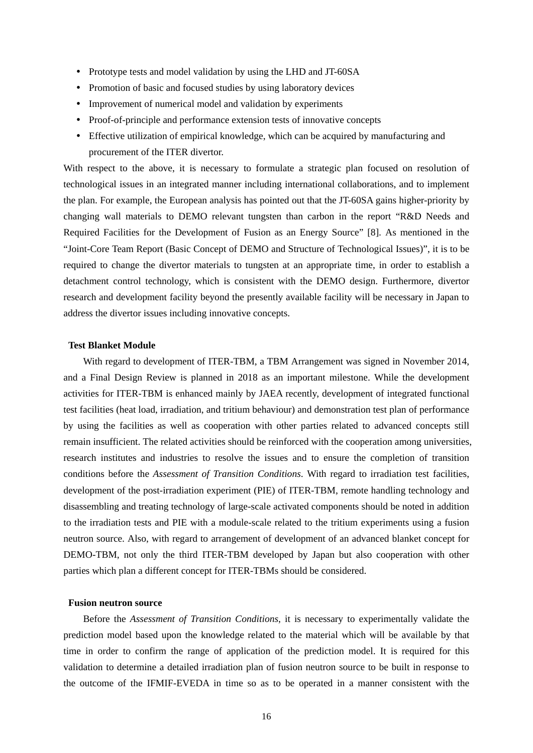- Prototype tests and model validation by using the LHD and JT-60SA
- Promotion of basic and focused studies by using laboratory devices
- Improvement of numerical model and validation by experiments
- Proof-of-principle and performance extension tests of innovative concepts
- Effective utilization of empirical knowledge, which can be acquired by manufacturing and procurement of the ITER divertor.

With respect to the above, it is necessary to formulate a strategic plan focused on resolution of technological issues in an integrated manner including international collaborations, and to implement the plan. For example, the European analysis has pointed out that the JT-60SA gains higher-priority by changing wall materials to DEMO relevant tungsten than carbon in the report "R&D Needs and Required Facilities for the Development of Fusion as an Energy Source" [8]. As mentioned in the "Joint-Core Team Report (Basic Concept of DEMO and Structure of Technological Issues)", it is to be required to change the divertor materials to tungsten at an appropriate time, in order to establish a detachment control technology, which is consistent with the DEMO design. Furthermore, divertor research and development facility beyond the presently available facility will be necessary in Japan to address the divertor issues including innovative concepts.

**Test Blanket Module**

With regard to development of ITER-TBM, a TBM Arrangement was signed in November 2014, and a Final Design Review is planned in 2018 as an important milestone. While the development activities for ITER-TBM is enhanced mainly by JAEA recently, development of integrated functional test facilities (heat load, irradiation, and tritium behaviour) and demonstration test plan of performance by using the facilities as well as cooperation with other parties related to advanced concepts still remain insufficient. The related activities should be reinforced with the cooperation among universities, research institutes and industries to resolve the issues and to ensure the completion of transition conditions before the *Assessment of Transition Conditions*. With regard to irradiation test facilities, development of the post-irradiation experiment (PIE) of ITER-TBM, remote handling technology and disassembling and treating technology of large-scale activated components should be noted in addition to the irradiation tests and PIE with a module-scale related to the tritium experiments using a fusion neutron source. Also, with regard to arrangement of development of an advanced blanket concept for DEMO-TBM, not only the third ITER-TBM developed by Japan but also cooperation with other parties which plan a different concept for ITER-TBMs should be considered.

**Fusion neutron source**

Before the *Assessment of Transition Conditions*, it is necessary to experimentally validate the prediction model based upon the knowledge related to the material which will be available by that time in order to confirm the range of application of the prediction model. It is required for this validation to determine a detailed irradiation plan of fusion neutron source to be built in response to the outcome of the IFMIF-EVEDA in time so as to be operated in a manner consistent with the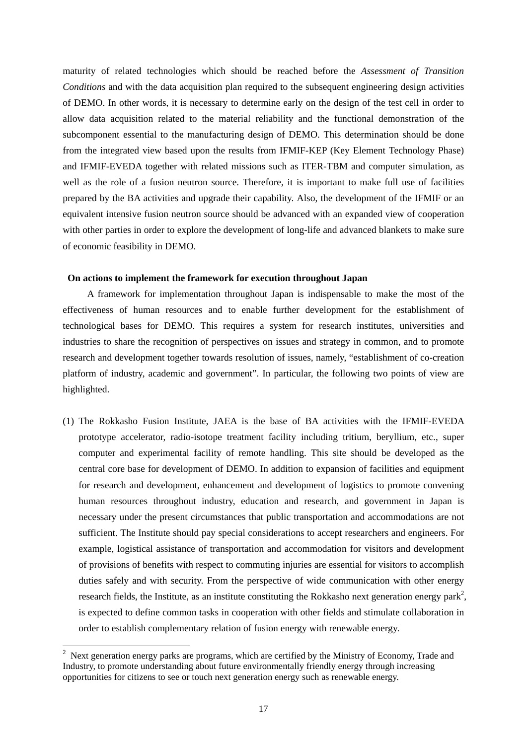maturity of related technologies which should be reached before the *Assessment of Transition Conditions* and with the data acquisition plan required to the subsequent engineering design activities of DEMO. In other words, it is necessary to determine early on the design of the test cell in order to allow data acquisition related to the material reliability and the functional demonstration of the subcomponent essential to the manufacturing design of DEMO. This determination should be done from the integrated view based upon the results from IFMIF-KEP (Key Element Technology Phase) and IFMIF-EVEDA together with related missions such as ITER-TBM and computer simulation, as well as the role of a fusion neutron source. Therefore, it is important to make full use of facilities prepared by the BA activities and upgrade their capability. Also, the development of the IFMIF or an equivalent intensive fusion neutron source should be advanced with an expanded view of cooperation with other parties in order to explore the development of long-life and advanced blankets to make sure of economic feasibility in DEMO.

**On actions to implement the framework for execution throughout Japan**

A framework for implementation throughout Japan is indispensable to make the most of the effectiveness of human resources and to enable further development for the establishment of technological bases for DEMO. This requires a system for research institutes, universities and industries to share the recognition of perspectives on issues and strategy in common, and to promote research and development together towards resolution of issues, namely, "establishment of co-creation platform of industry, academic and government". In particular, the following two points of view are highlighted.

(1) The Rokkasho Fusion Institute, JAEA is the base of BA activities with the IFMIF-EVEDA prototype accelerator, radio-isotope treatment facility including tritium, beryllium, etc., super computer and experimental facility of remote handling. This site should be developed as the central core base for development of DEMO. In addition to expansion of facilities and equipment for research and development, enhancement and development of logistics to promote convening human resources throughout industry, education and research, and government in Japan is necessary under the present circumstances that public transportation and accommodations are not sufficient. The Institute should pay special considerations to accept researchers and engineers. For example, logistical assistance of transportation and accommodation for visitors and development of provisions of benefits with respect to commuting injuries are essential for visitors to accomplish duties safely and with security. From the perspective of wide communication with other energy research fields, the Institute, as an institute constituting the Rokkasho next generation energy park[2], is expected to define common tasks in cooperation with other fields and stimulate collaboration in order to establish complementary relation of fusion energy with renewable energy.

[2] Next generation energy parks are programs, which are certified by the Ministry of Economy, Trade and Industry, to promote understanding about future environmentally friendly energy through increasing opportunities for citizens to see or touch next generation energy such as renewable energy.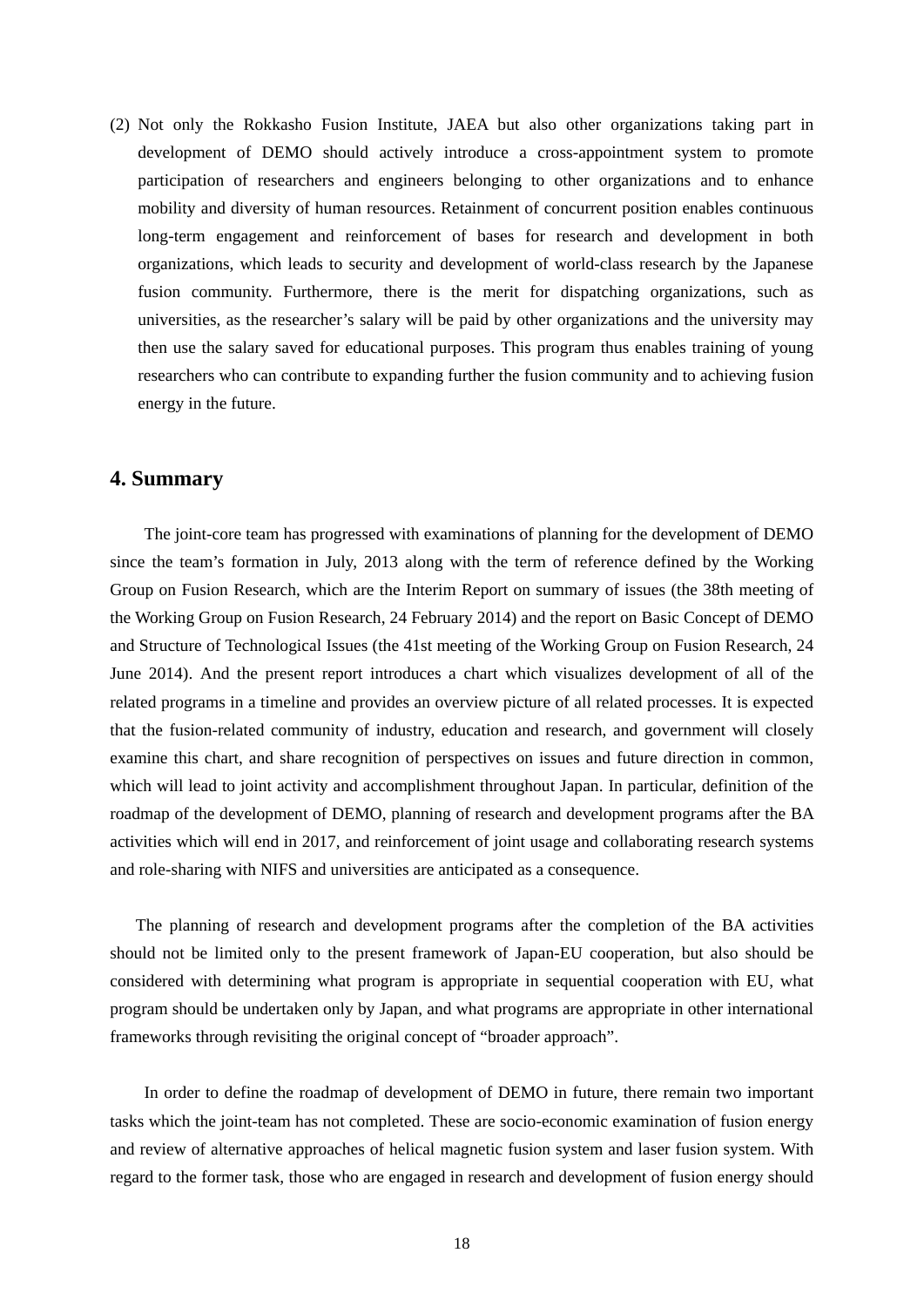(2) Not only the Rokkasho Fusion Institute, JAEA but also other organizations taking part in development of DEMO should actively introduce a cross-appointment system to promote participation of researchers and engineers belonging to other organizations and to enhance mobility and diversity of human resources. Retainment of concurrent position enables continuous long-term engagement and reinforcement of bases for research and development in both organizations, which leads to security and development of world-class research by the Japanese fusion community. Furthermore, there is the merit for dispatching organizations, such as universities, as the researcher's salary will be paid by other organizations and the university may then use the salary saved for educational purposes. This program thus enables training of young researchers who can contribute to expanding further the fusion community and to achieving fusion energy in the future.

## 4. Summary

The joint-core team has progressed with examinations of planning for the development of DEMO since the team's formation in July, 2013 along with the term of reference defined by the Working Group on Fusion Research, which are the Interim Report on summary of issues (the 38th meeting of the Working Group on Fusion Research, 24 February 2014) and the report on Basic Concept of DEMO and Structure of Technological Issues (the 41st meeting of the Working Group on Fusion Research, 24 June 2014). And the present report introduces a chart which visualizes development of all of the related programs in a timeline and provides an overview picture of all related processes. It is expected that the fusion-related community of industry, education and research, and government will closely examine this chart, and share recognition of perspectives on issues and future direction in common, which will lead to joint activity and accomplishment throughout Japan. In particular, definition of the roadmap of the development of DEMO, planning of research and development programs after the BA activities which will end in 2017, and reinforcement of joint usage and collaborating research systems and role-sharing with NIFS and universities are anticipated as a consequence.

The planning of research and development programs after the completion of the BA activities should not be limited only to the present framework of Japan-EU cooperation, but also should be considered with determining what program is appropriate in sequential cooperation with EU, what program should be undertaken only by Japan, and what programs are appropriate in other international frameworks through revisiting the original concept of "broader approach".

In order to define the roadmap of development of DEMO in future, there remain two important tasks which the joint-team has not completed. These are socio-economic examination of fusion energy and review of alternative approaches of helical magnetic fusion system and laser fusion system. With regard to the former task, those who are engaged in research and development of fusion energy should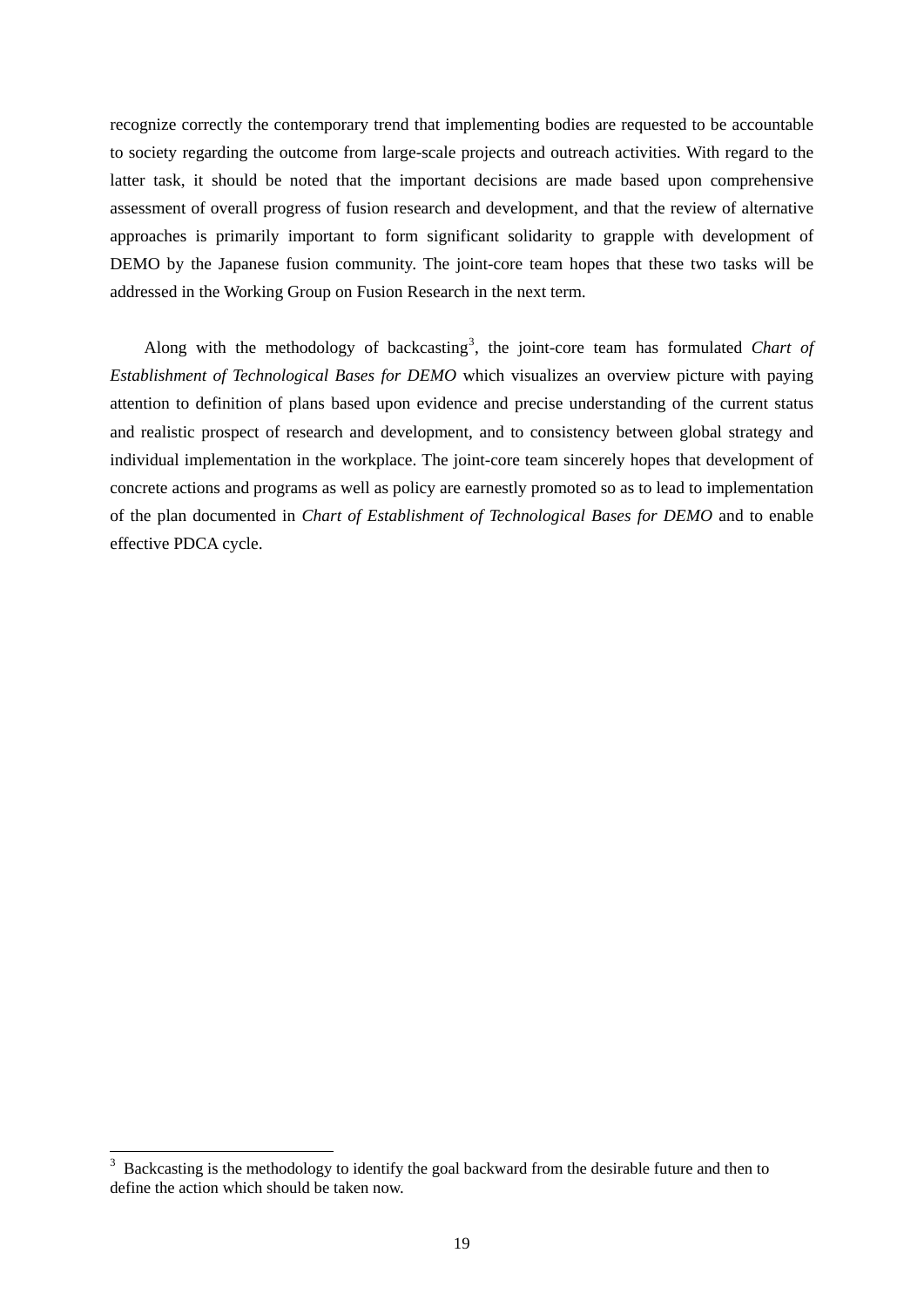recognize correctly the contemporary trend that implementing bodies are requested to be accountable to society regarding the outcome from large-scale projects and outreach activities. With regard to the latter task, it should be noted that the important decisions are made based upon comprehensive assessment of overall progress of fusion research and development, and that the review of alternative approaches is primarily important to form significant solidarity to grapple with development of DEMO by the Japanese fusion community. The joint-core team hopes that these two tasks will be addressed in the Working Group on Fusion Research in the next term.

Along with the methodology of backcasting[3], the joint-core team has formulated *Chart of Establishment of Technological Bases for DEMO* which visualizes an overview picture with paying attention to definition of plans based upon evidence and precise understanding of the current status and realistic prospect of research and development, and to consistency between global strategy and individual implementation in the workplace. The joint-core team sincerely hopes that development of concrete actions and programs as well as policy are earnestly promoted so as to lead to implementation of the plan documented in *Chart of Establishment of Technological Bases for DEMO* and to enable effective PDCA cycle.

---

[3] Backcasting is the methodology to identify the goal backward from the desirable future and then to define the action which should be taken now.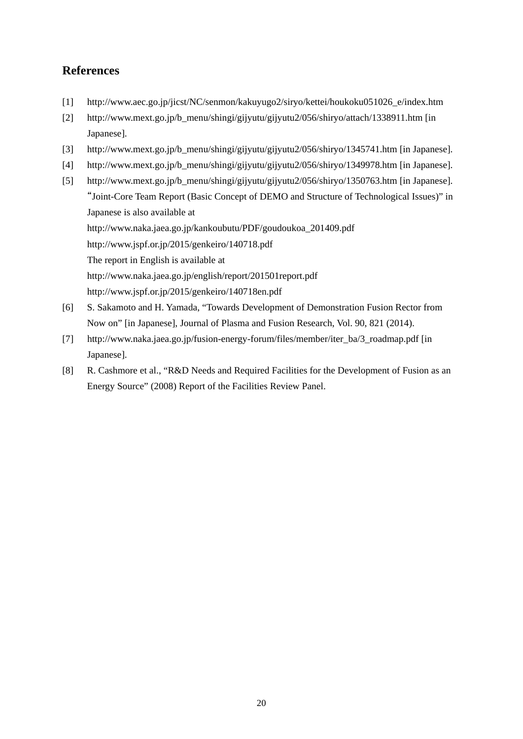## References

[1] http://www.aec.go.jp/jicst/NC/senmon/kakuyugo2/siryo/kettei/houkoku051026_e/index.htm

[2] http://www.mext.go.jp/b_menu/shingi/gijyutu/gijyutu2/056/shiryo/attach/1338911.htm [in Japanese].

[3] http://www.mext.go.jp/b_menu/shingi/gijyutu/gijyutu2/056/shiryo/1345741.htm [in Japanese].

[4] http://www.mext.go.jp/b_menu/shingi/gijyutu/gijyutu2/056/shiryo/1349978.htm [in Japanese].

[5] http://www.mext.go.jp/b_menu/shingi/gijyutu/gijyutu2/056/shiryo/1350763.htm [in Japanese].
"Joint-Core Team Report (Basic Concept of DEMO and Structure of Technological Issues)" in Japanese is also available at
http://www.naka.jaea.go.jp/kankoubutu/PDF/goudoukoa_201409.pdf
http://www.jspf.or.jp/2015/genkeiro/140718.pdf
The report in English is available at
http://www.naka.jaea.go.jp/english/report/201501report.pdf
http://www.jspf.or.jp/2015/genkeiro/140718en.pdf

[6] S. Sakamoto and H. Yamada, "Towards Development of Demonstration Fusion Rector from Now on" [in Japanese], Journal of Plasma and Fusion Research, Vol. 90, 821 (2014).

[7] http://www.naka.jaea.go.jp/fusion-energy-forum/files/member/iter_ba/3_roadmap.pdf [in Japanese].

[8] R. Cashmore et al., "R&D Needs and Required Facilities for the Development of Fusion as an Energy Source" (2008) Report of the Facilities Review Panel.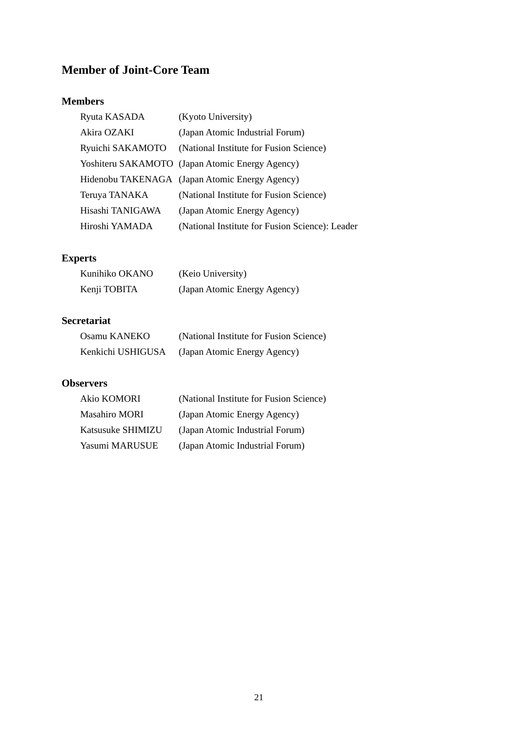## Member of Joint-Core Team

### Members

| | |
|---|---|
| Ryuta KASADA | (Kyoto University) |
| Akira OZAKI | (Japan Atomic Industrial Forum) |
| Ryuichi SAKAMOTO | (National Institute for Fusion Science) |
| Yoshiteru SAKAMOTO | (Japan Atomic Energy Agency) |
| Hidenobu TAKENAGA | (Japan Atomic Energy Agency) |
| Teruya TANAKA | (National Institute for Fusion Science) |
| Hisashi TANIGAWA | (Japan Atomic Energy Agency) |
| Hiroshi YAMADA | (National Institute for Fusion Science): Leader |

### Experts

| | |
|---|---|
| Kunihiko OKANO | (Keio University) |
| Kenji TOBITA | (Japan Atomic Energy Agency) |

### Secretariat

| | |
|---|---|
| Osamu KANEKO | (National Institute for Fusion Science) |
| Kenkichi USHIGUSA | (Japan Atomic Energy Agency) |

### Observers

| | |
|---|---|
| Akio KOMORI | (National Institute for Fusion Science) |
| Masahiro MORI | (Japan Atomic Energy Agency) |
| Katsusuke SHIMIZU | (Japan Atomic Industrial Forum) |
| Yasumi MARUSUE | (Japan Atomic Industrial Forum) |